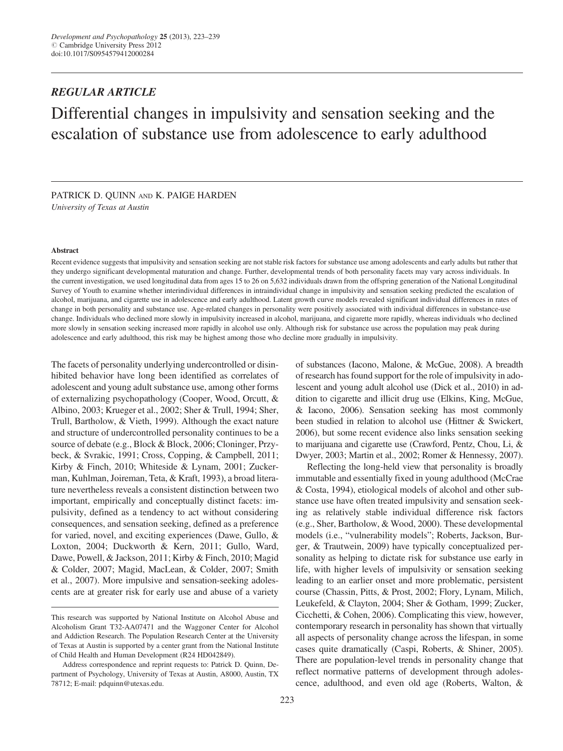*REGULAR ARTICLE*

# Differential changes in impulsivity and sensation seeking and the escalation of substance use from adolescence to early adulthood

PATRICK D. QUINN AND K. PAIGE HARDEN

*University of Texas at Austin*

### Abstract

Recent evidence suggests that impulsivity and sensation seeking are not stable risk factors for substance use among adolescents and early adults but rather that they undergo significant developmental maturation and change. Further, developmental trends of both personality facets may vary across individuals. In the current investigation, we used longitudinal data from ages 15 to 26 on 5,632 individuals drawn from the offspring generation of the National Longitudinal Survey of Youth to examine whether interindividual differences in intraindividual change in impulsivity and sensation seeking predicted the escalation of alcohol, marijuana, and cigarette use in adolescence and early adulthood. Latent growth curve models revealed significant individual differences in rates of change in both personality and substance use. Age-related changes in personality were positively associated with individual differences in substance-use change. Individuals who declined more slowly in impulsivity increased in alcohol, marijuana, and cigarette more rapidly, whereas individuals who declined more slowly in sensation seeking increased more rapidly in alcohol use only. Although risk for substance use across the population may peak during adolescence and early adulthood, this risk may be highest among those who decline more gradually in impulsivity.

The facets of personality underlying undercontrolled or disinhibited behavior have long been identified as correlates of adolescent and young adult substance use, among other forms of externalizing psychopathology (Cooper, Wood, Orcutt, & Albino, 2003; Krueger et al., 2002; Sher & Trull, 1994; Sher, Trull, Bartholow, & Vieth, 1999). Although the exact nature and structure of undercontrolled personality continues to be a source of debate (e.g., Block & Block, 2006; Cloninger, Przybeck, & Svrakic, 1991; Cross, Copping, & Campbell, 2011; Kirby & Finch, 2010; Whiteside & Lynam, 2001; Zuckerman, Kuhlman, Joireman, Teta, & Kraft, 1993), a broad literature nevertheless reveals a consistent distinction between two important, empirically and conceptually distinct facets: impulsivity, defined as a tendency to act without considering consequences, and sensation seeking, defined as a preference for varied, novel, and exciting experiences (Dawe, Gullo, & Loxton, 2004; Duckworth & Kern, 2011; Gullo, Ward, Dawe, Powell, & Jackson, 2011; Kirby & Finch, 2010; Magid & Colder, 2007; Magid, MacLean, & Colder, 2007; Smith et al., 2007). More impulsive and sensation-seeking adolescents are at greater risk for early use and abuse of a variety of substances (Iacono, Malone, & McGue, 2008). A breadth of research has found support for the role of impulsivity in adolescent and young adult alcohol use (Dick et al., 2010) in addition to cigarette and illicit drug use (Elkins, King, McGue, & Iacono, 2006). Sensation seeking has most commonly been studied in relation to alcohol use (Hittner & Swickert, 2006), but some recent evidence also links sensation seeking to marijuana and cigarette use (Crawford, Pentz, Chou, Li, & Dwyer, 2003; Martin et al., 2002; Romer & Hennessy, 2007).

Reflecting the long-held view that personality is broadly immutable and essentially fixed in young adulthood (McCrae & Costa, 1994), etiological models of alcohol and other substance use have often treated impulsivity and sensation seeking as relatively stable individual difference risk factors (e.g., Sher, Bartholow, & Wood, 2000). These developmental models (i.e., "vulnerability models"; Roberts, Jackson, Burger, & Trautwein, 2009) have typically conceptualized personality as helping to dictate risk for substance use early in life, with higher levels of impulsivity or sensation seeking leading to an earlier onset and more problematic, persistent course (Chassin, Pitts, & Prost, 2002; Flory, Lynam, Milich, Leukefeld, & Clayton, 2004; Sher & Gotham, 1999; Zucker, Cicchetti, & Cohen, 2006). Complicating this view, however, contemporary research in personality has shown that virtually all aspects of personality change across the lifespan, in some cases quite dramatically (Caspi, Roberts, & Shiner, 2005). There are population-level trends in personality change that reflect normative patterns of development through adolescence, adulthood, and even old age (Roberts, Walton, &

---

This research was supported by National Institute on Alcohol Abuse and Alcoholism Grant T32-AA07471 and the Waggoner Center for Alcohol and Addiction Research. The Population Research Center at the University of Texas at Austin is supported by a center grant from the National Institute of Child Health and Human Development (R24 HD042849).

Address correspondence and reprint requests to: Patrick D. Quinn, Department of Psychology, University of Texas at Austin, A8000, Austin, TX 78712; E-mail: pdquinn@utexas.edu.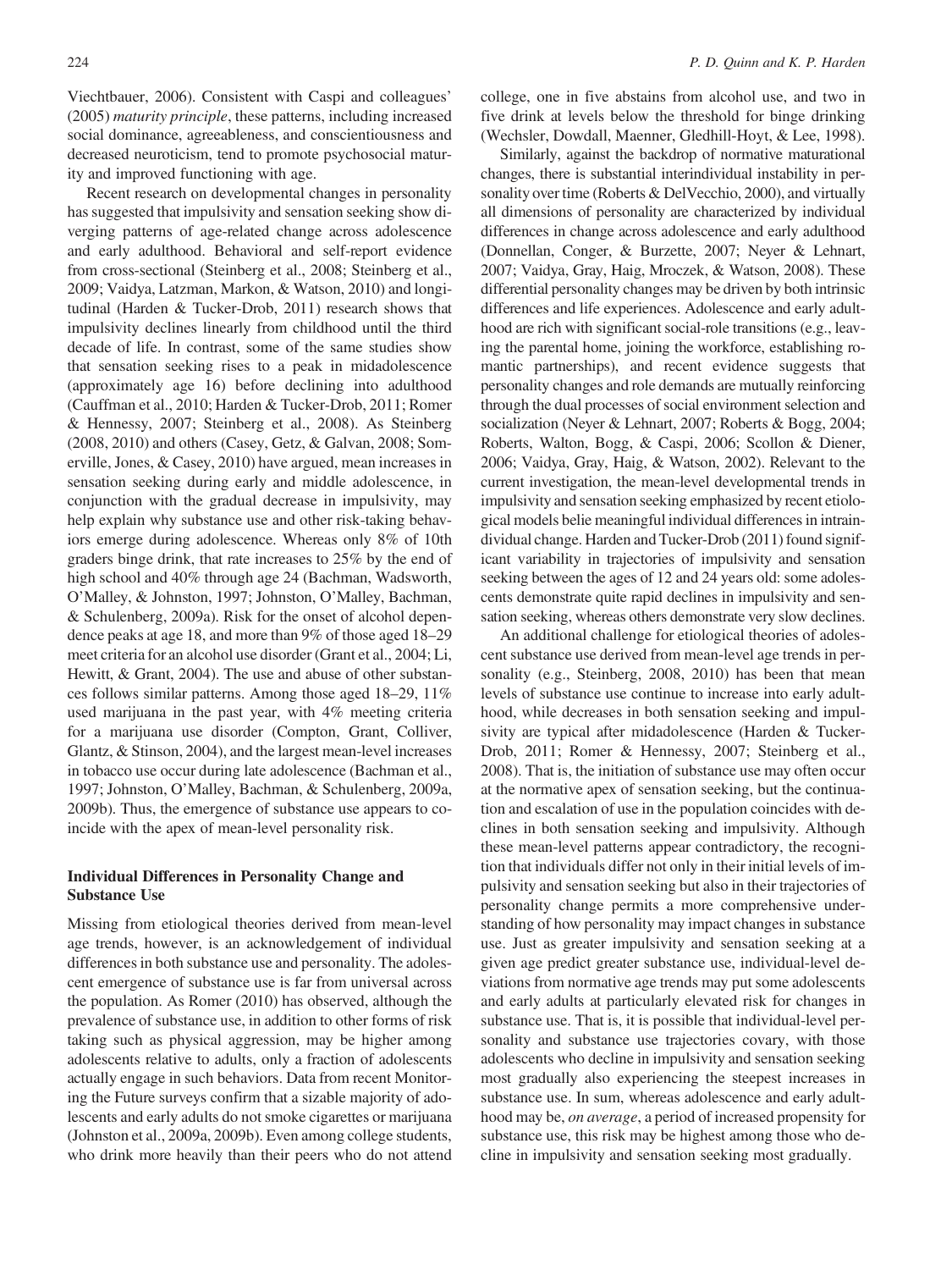Viechtbauer, 2006). Consistent with Caspi and colleagues' (2005) *maturity principle*, these patterns, including increased social dominance, agreeableness, and conscientiousness and decreased neuroticism, tend to promote psychosocial maturity and improved functioning with age.

Recent research on developmental changes in personality has suggested that impulsivity and sensation seeking show diverging patterns of age-related change across adolescence and early adulthood. Behavioral and self-report evidence from cross-sectional (Steinberg et al., 2008; Steinberg et al., 2009; Vaidya, Latzman, Markon, & Watson, 2010) and longitudinal (Harden & Tucker-Drob, 2011) research shows that impulsivity declines linearly from childhood until the third decade of life. In contrast, some of the same studies show that sensation seeking rises to a peak in midadolescence (approximately age 16) before declining into adulthood (Cauffman et al., 2010; Harden & Tucker-Drob, 2011; Romer & Hennessy, 2007; Steinberg et al., 2008). As Steinberg (2008, 2010) and others (Casey, Getz, & Galvan, 2008; Somerville, Jones, & Casey, 2010) have argued, mean increases in sensation seeking during early and middle adolescence, in conjunction with the gradual decrease in impulsivity, may help explain why substance use and other risk-taking behaviors emerge during adolescence. Whereas only 8% of 10th graders binge drink, that rate increases to 25% by the end of high school and 40% through age 24 (Bachman, Wadsworth, O'Malley, & Johnston, 1997; Johnston, O'Malley, Bachman, & Schulenberg, 2009a). Risk for the onset of alcohol dependence peaks at age 18, and more than 9% of those aged 18–29 meet criteria for an alcohol use disorder (Grant et al., 2004; Li, Hewitt, & Grant, 2004). The use and abuse of other substances follows similar patterns. Among those aged 18–29, 11% used marijuana in the past year, with 4% meeting criteria for a marijuana use disorder (Compton, Grant, Colliver, Glantz, & Stinson, 2004), and the largest mean-level increases in tobacco use occur during late adolescence (Bachman et al., 1997; Johnston, O'Malley, Bachman, & Schulenberg, 2009a, 2009b). Thus, the emergence of substance use appears to coincide with the apex of mean-level personality risk.

## Individual Differences in Personality Change and Substance Use

Missing from etiological theories derived from mean-level age trends, however, is an acknowledgement of individual differences in both substance use and personality. The adolescent emergence of substance use is far from universal across the population. As Romer (2010) has observed, although the prevalence of substance use, in addition to other forms of risk taking such as physical aggression, may be higher among adolescents relative to adults, only a fraction of adolescents actually engage in such behaviors. Data from recent Monitoring the Future surveys confirm that a sizable majority of adolescents and early adults do not smoke cigarettes or marijuana (Johnston et al., 2009a, 2009b). Even among college students, who drink more heavily than their peers who do not attend college, one in five abstains from alcohol use, and two in five drink at levels below the threshold for binge drinking (Wechsler, Dowdall, Maenner, Gledhill-Hoyt, & Lee, 1998).

Similarly, against the backdrop of normative maturational changes, there is substantial interindividual instability in personality over time (Roberts & DelVecchio, 2000), and virtually all dimensions of personality are characterized by individual differences in change across adolescence and early adulthood (Donnellan, Conger, & Burzette, 2007; Neyer & Lehnart, 2007; Vaidya, Gray, Haig, Mroczek, & Watson, 2008). These differential personality changes may be driven by both intrinsic differences and life experiences. Adolescence and early adulthood are rich with significant social-role transitions (e.g., leaving the parental home, joining the workforce, establishing romantic partnerships), and recent evidence suggests that personality changes and role demands are mutually reinforcing through the dual processes of social environment selection and socialization (Neyer & Lehnart, 2007; Roberts & Bogg, 2004; Roberts, Walton, Bogg, & Caspi, 2006; Scollon & Diener, 2006; Vaidya, Gray, Haig, & Watson, 2002). Relevant to the current investigation, the mean-level developmental trends in impulsivity and sensation seeking emphasized by recent etiological models belie meaningful individual differences in intraindividual change. Harden and Tucker-Drob (2011) found significant variability in trajectories of impulsivity and sensation seeking between the ages of 12 and 24 years old: some adolescents demonstrate quite rapid declines in impulsivity and sensation seeking, whereas others demonstrate very slow declines.

An additional challenge for etiological theories of adolescent substance use derived from mean-level age trends in personality (e.g., Steinberg, 2008, 2010) has been that mean levels of substance use continue to increase into early adulthood, while decreases in both sensation seeking and impulsivity are typical after midadolescence (Harden & Tucker-Drob, 2011; Romer & Hennessy, 2007; Steinberg et al., 2008). That is, the initiation of substance use may often occur at the normative apex of sensation seeking, but the continuation and escalation of use in the population coincides with declines in both sensation seeking and impulsivity. Although these mean-level patterns appear contradictory, the recognition that individuals differ not only in their initial levels of impulsivity and sensation seeking but also in their trajectories of personality change permits a more comprehensive understanding of how personality may impact changes in substance use. Just as greater impulsivity and sensation seeking at a given age predict greater substance use, individual-level deviations from normative age trends may put some adolescents and early adults at particularly elevated risk for changes in substance use. That is, it is possible that individual-level personality and substance use trajectories covary, with those adolescents who decline in impulsivity and sensation seeking most gradually also experiencing the steepest increases in substance use. In sum, whereas adolescence and early adulthood may be, *on average*, a period of increased propensity for substance use, this risk may be highest among those who decline in impulsivity and sensation seeking most gradually.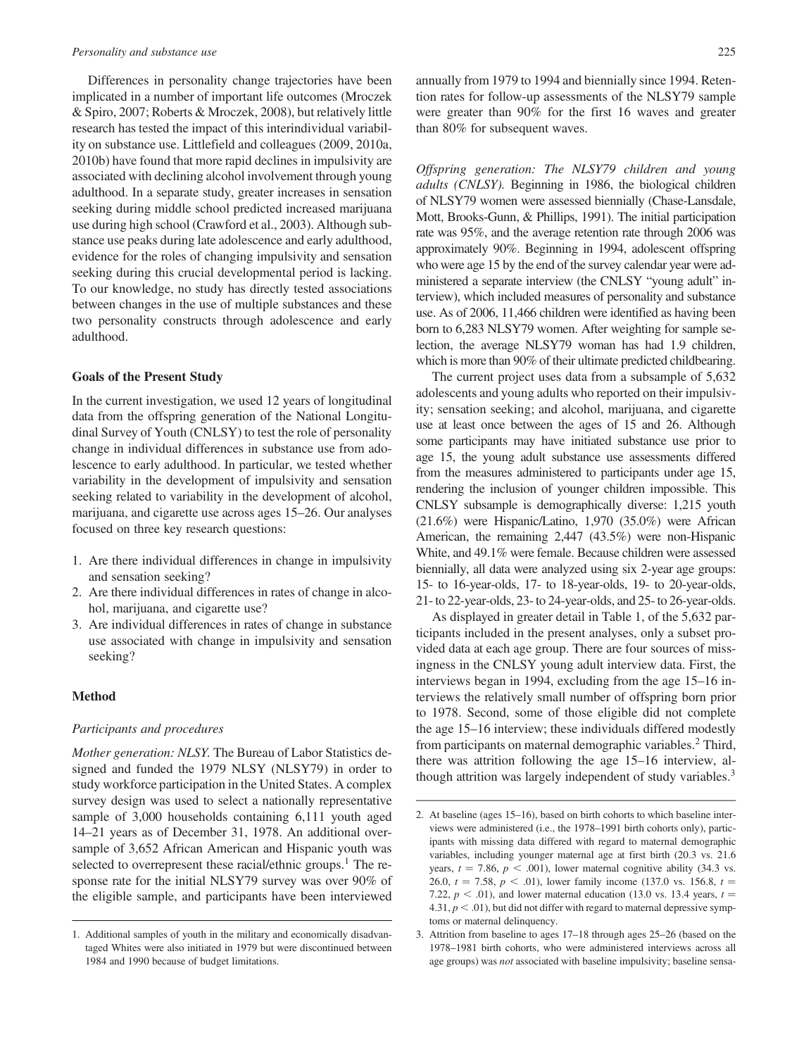Differences in personality change trajectories have been implicated in a number of important life outcomes (Mroczek & Spiro, 2007; Roberts & Mroczek, 2008), but relatively little research has tested the impact of this interindividual variability on substance use. Littlefield and colleagues (2009, 2010a, 2010b) have found that more rapid declines in impulsivity are associated with declining alcohol involvement through young adulthood. In a separate study, greater increases in sensation seeking during middle school predicted increased marijuana use during high school (Crawford et al., 2003). Although substance use peaks during late adolescence and early adulthood, evidence for the roles of changing impulsivity and sensation seeking during this crucial developmental period is lacking. To our knowledge, no study has directly tested associations between changes in the use of multiple substances and these two personality constructs through adolescence and early adulthood.

### Goals of the Present Study

In the current investigation, we used 12 years of longitudinal data from the offspring generation of the National Longitudinal Survey of Youth (CNLSY) to test the role of personality change in individual differences in substance use from adolescence to early adulthood. In particular, we tested whether variability in the development of impulsivity and sensation seeking related to variability in the development of alcohol, marijuana, and cigarette use across ages 15–26. Our analyses focused on three key research questions:

1. Are there individual differences in change in impulsivity and sensation seeking?
2. Are there individual differences in rates of change in alcohol, marijuana, and cigarette use?
3. Are individual differences in rates of change in substance use associated with change in impulsivity and sensation seeking?

### Method

#### *Participants and procedures*

*Mother generation: NLSY.* The Bureau of Labor Statistics designed and funded the 1979 NLSY (NLSY79) in order to study workforce participation in the United States. A complex survey design was used to select a nationally representative sample of 3,000 households containing 6,111 youth aged 14–21 years as of December 31, 1978. An additional oversample of 3,652 African American and Hispanic youth was selected to overrepresent these racial/ethnic groups.[1] The response rate for the initial NLSY79 survey was over 90% of the eligible sample, and participants have been interviewed annually from 1979 to 1994 and biennially since 1994. Retention rates for follow-up assessments of the NLSY79 sample were greater than 90% for the first 16 waves and greater than 80% for subsequent waves.

*Offspring generation: The NLSY79 children and young adults (CNLSY).* Beginning in 1986, the biological children of NLSY79 women were assessed biennially (Chase-Lansdale, Mott, Brooks-Gunn, & Phillips, 1991). The initial participation rate was 95%, and the average retention rate through 2006 was approximately 90%. Beginning in 1994, adolescent offspring who were age 15 by the end of the survey calendar year were administered a separate interview (the CNLSY "young adult" interview), which included measures of personality and substance use. As of 2006, 11,466 children were identified as having been born to 6,283 NLSY79 women. After weighting for sample selection, the average NLSY79 woman has had 1.9 children, which is more than 90% of their ultimate predicted childbearing.

The current project uses data from a subsample of 5,632 adolescents and young adults who reported on their impulsivity; sensation seeking; and alcohol, marijuana, and cigarette use at least once between the ages of 15 and 26. Although some participants may have initiated substance use prior to age 15, the young adult substance use assessments differed from the measures administered to participants under age 15, rendering the inclusion of younger children impossible. This CNLSY subsample is demographically diverse: 1,215 youth (21.6%) were Hispanic/Latino, 1,970 (35.0%) were African American, the remaining 2,447 (43.5%) were non-Hispanic White, and 49.1% were female. Because children were assessed biennially, all data were analyzed using six 2-year age groups: 15- to 16-year-olds, 17- to 18-year-olds, 19- to 20-year-olds, 21- to 22-year-olds, 23- to 24-year-olds, and 25- to 26-year-olds.

As displayed in greater detail in Table 1, of the 5,632 participants included in the present analyses, only a subset provided data at each age group. There are four sources of missingness in the CNLSY young adult interview data. First, the interviews began in 1994, excluding from the age 15–16 interviews the relatively small number of offspring born prior to 1978. Second, some of those eligible did not complete the age 15–16 interview; these individuals differed modestly from participants on maternal demographic variables.[2] Third, there was attrition following the age 15–16 interview, although attrition was largely independent of study variables.[3]

---

1. Additional samples of youth in the military and economically disadvantaged Whites were also initiated in 1979 but were discontinued between 1984 and 1990 because of budget limitations.

2. At baseline (ages 15–16), based on birth cohorts to which baseline interviews were administered (i.e., the 1978–1991 birth cohorts only), participants with missing data differed with regard to maternal demographic variables, including younger maternal age at first birth (20.3 vs. 21.6 years, $t = 7.86$, $p < .001$), lower maternal cognitive ability (34.3 vs. 26.0, $t = 7.58$, $p < .01$), lower family income (137.0 vs. 156.8, $t = 7.22$, $p < .01$), and lower maternal education (13.0 vs. 13.4 years, $t = 4.31$, $p < .01$), but did not differ with regard to maternal depressive symptoms or maternal delinquency.

3. Attrition from baseline to ages 17–18 through ages 25–26 (based on the 1978–1981 birth cohorts, who were administered interviews across all age groups) was *not* associated with baseline impulsivity; baseline sensa-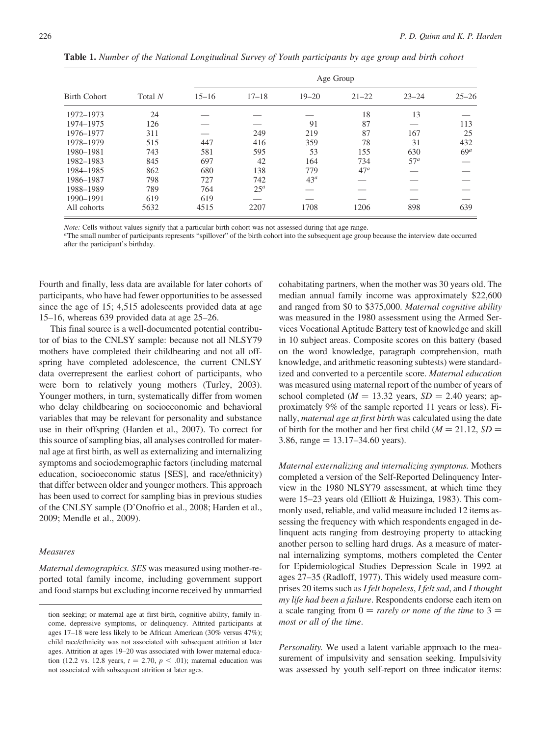**Table 1.** *Number of the National Longitudinal Survey of Youth participants by age group and birth cohort*

| Birth Cohort | Total *N* | Age Group | | | | | |
|---|---|---|---|---|---|---|---|
| | | 15–16 | 17–18 | 19–20 | 21–22 | 23–24 | 25–26 |
| 1972–1973 | 24 | — | — | — | 18 | 13 | — |
| 1974–1975 | 126 | — | — | 91 | 87 | — | 113 |
| 1976–1977 | 311 | — | 249 | 219 | 87 | 167 | 25 |
| 1978–1979 | 515 | 447 | 416 | 359 | 78 | 31 | 432 |
| 1980–1981 | 743 | 581 | 595 | 53 | 155 | 630 | 69[a] |
| 1982–1983 | 845 | 697 | 42 | 164 | 734 | 57[a] | — |
| 1984–1985 | 862 | 680 | 138 | 779 | 47[a] | — | — |
| 1986–1987 | 798 | 727 | 742 | 43[a] | — | — | — |
| 1988–1989 | 789 | 764 | 25[a] | — | — | — | — |
| 1990–1991 | 619 | 619 | — | — | — | — | — |
| All cohorts | 5632 | 4515 | 2207 | 1708 | 1206 | 898 | 639 |

*Note:* Cells without values signify that a particular birth cohort was not assessed during that age range.
[a]The small number of participants represents "spillover" of the birth cohort into the subsequent age group because the interview date occurred after the participant's birthday.

Fourth and finally, less data are available for later cohorts of participants, who have had fewer opportunities to be assessed since the age of 15; 4,515 adolescents provided data at age 15–16, whereas 639 provided data at age 25–26.

This final source is a well-documented potential contributor of bias to the CNLSY sample: because not all NLSY79 mothers have completed their childbearing and not all offspring have completed adolescence, the current CNLSY data overrepresent the earliest cohort of participants, who were born to relatively young mothers (Turley, 2003). Younger mothers, in turn, systematically differ from women who delay childbearing on socioeconomic and behavioral variables that may be relevant for personality and substance use in their offspring (Harden et al., 2007). To correct for this source of sampling bias, all analyses controlled for maternal age at first birth, as well as externalizing and internalizing symptoms and sociodemographic factors (including maternal education, socioeconomic status [SES], and race/ethnicity) that differ between older and younger mothers. This approach has been used to correct for sampling bias in previous studies of the CNLSY sample (D'Onofrio et al., 2008; Harden et al., 2009; Mendle et al., 2009).

### Measures

*Maternal demographics. SES* was measured using mother-reported total family income, including government support and food stamps but excluding income received by unmarried cohabitating partners, when the mother was 30 years old. The median annual family income was approximately \$22,600 and ranged from \$0 to \$375,000. *Maternal cognitive ability* was measured in the 1980 assessment using the Armed Services Vocational Aptitude Battery test of knowledge and skill in 10 subject areas. Composite scores on this battery (based on the word knowledge, paragraph comprehension, math knowledge, and arithmetic reasoning subtests) were standardized and converted to a percentile score. *Maternal education* was measured using maternal report of the number of years of school completed ($M = 13.32$ years, $SD = 2.40$ years; approximately 9% of the sample reported 11 years or less). Finally, *maternal age at first birth* was calculated using the date of birth for the mother and her first child ($M = 21.12$, $SD = 3.86$, range = 13.17–34.60 years).

*Maternal externalizing and internalizing symptoms.* Mothers completed a version of the Self-Reported Delinquency Interview in the 1980 NLSY79 assessment, at which time they were 15–23 years old (Elliott & Huizinga, 1983). This commonly used, reliable, and valid measure included 12 items assessing the frequency with which respondents engaged in delinquent acts ranging from destroying property to attacking another person to selling hard drugs. As a measure of maternal internalizing symptoms, mothers completed the Center for Epidemiological Studies Depression Scale in 1992 at ages 27–35 (Radloff, 1977). This widely used measure comprises 20 items such as *I felt hopeless*, *I felt sad*, and *I thought my life had been a failure*. Respondents endorse each item on a scale ranging from 0 = *rarely or none of the time* to 3 = *most or all of the time*.

*Personality.* We used a latent variable approach to the measurement of impulsivity and sensation seeking. Impulsivity was assessed by youth self-report on three indicator items:

tion seeking; or maternal age at first birth, cognitive ability, family income, depressive symptoms, or delinquency. Attrited participants at ages 17–18 were less likely to be African American (30% versus 47%); child race/ethnicity was not associated with subsequent attrition at later ages. Attrition at ages 19–20 was associated with lower maternal education (12.2 vs. 12.8 years, $t = 2.70$, $p < .01$); maternal education was not associated with subsequent attrition at later ages.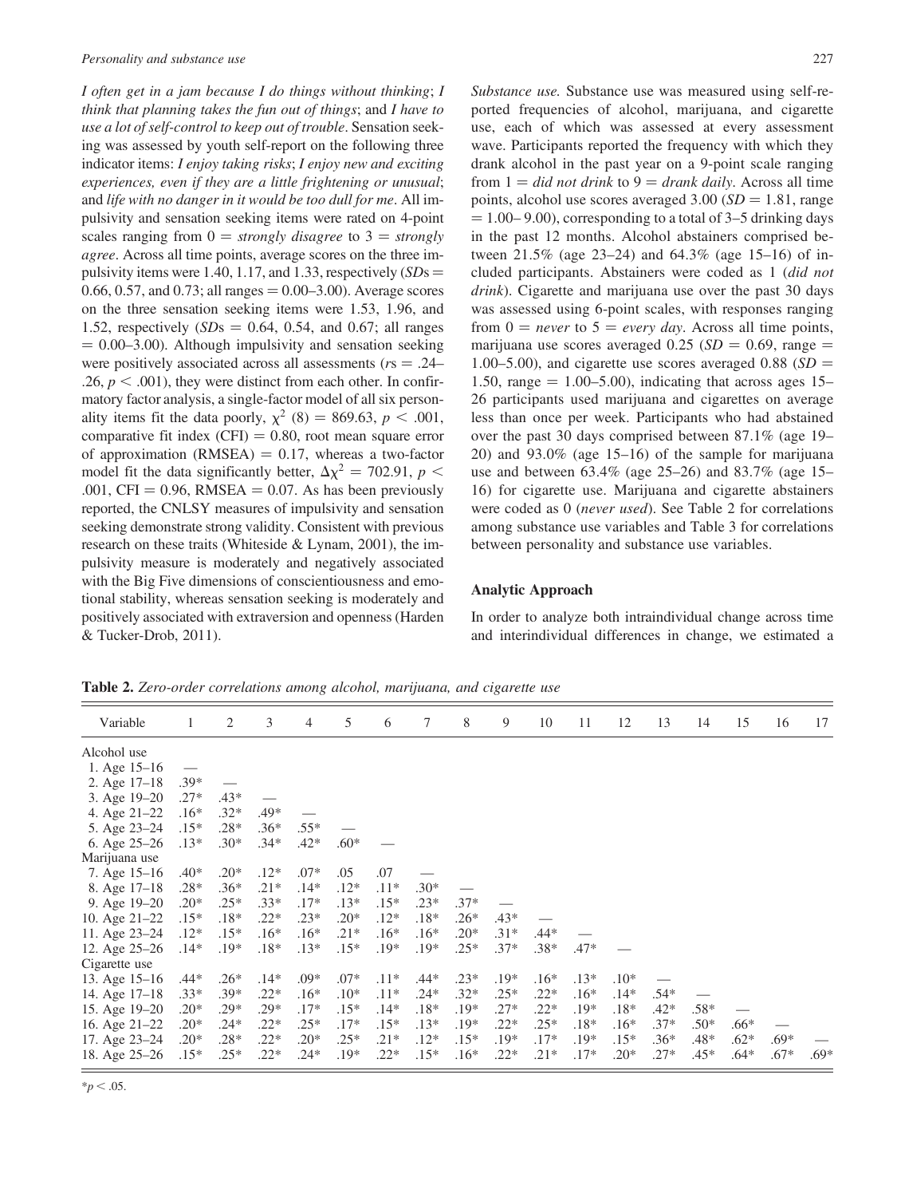*I often get in a jam because I do things without thinking*; *I think that planning takes the fun out of things*; and *I have to use a lot of self-control to keep out of trouble*. Sensation seeking was assessed by youth self-report on the following three indicator items: *I enjoy taking risks*; *I enjoy new and exciting experiences, even if they are a little frightening or unusual*; and *life with no danger in it would be too dull for me*. All impulsivity and sensation seeking items were rated on 4-point scales ranging from 0 = *strongly disagree* to 3 = *strongly agree*. Across all time points, average scores on the three impulsivity items were 1.40, 1.17, and 1.33, respectively (*SD*s = 0.66, 0.57, and 0.73; all ranges = 0.00–3.00). Average scores on the three sensation seeking items were 1.53, 1.96, and 1.52, respectively (*SD*s = 0.64, 0.54, and 0.67; all ranges = 0.00–3.00). Although impulsivity and sensation seeking were positively associated across all assessments (*r*s = .24–.26, $p < .001$), they were distinct from each other. In confirmatory factor analysis, a single-factor model of all six personality items fit the data poorly, $\chi^2$ (8) = 869.63, $p < .001$, comparative fit index (CFI) = 0.80, root mean square error of approximation (RMSEA) = 0.17, whereas a two-factor model fit the data significantly better, $\Delta\chi^2 = 702.91$, $p < .001$, CFI = 0.96, RMSEA = 0.07. As has been previously reported, the CNLSY measures of impulsivity and sensation seeking demonstrate strong validity. Consistent with previous research on these traits (Whiteside & Lynam, 2001), the impulsivity measure is moderately and negatively associated with the Big Five dimensions of conscientiousness and emotional stability, whereas sensation seeking is moderately and positively associated with extraversion and openness (Harden & Tucker-Drob, 2011).

*Substance use.* Substance use was measured using self-reported frequencies of alcohol, marijuana, and cigarette use, each of which was assessed at every assessment wave. Participants reported the frequency with which they drank alcohol in the past year on a 9-point scale ranging from 1 = *did not drink* to 9 = *drank daily*. Across all time points, alcohol use scores averaged 3.00 (*SD* = 1.81, range = 1.00– 9.00), corresponding to a total of 3–5 drinking days in the past 12 months. Alcohol abstainers comprised between 21.5% (age 23–24) and 64.3% (age 15–16) of included participants. Abstainers were coded as 1 (*did not drink*). Cigarette and marijuana use over the past 30 days was assessed using 6-point scales, with responses ranging from 0 = *never* to 5 = *every day*. Across all time points, marijuana use scores averaged 0.25 (*SD* = 0.69, range = 1.00–5.00), and cigarette use scores averaged 0.88 (*SD* = 1.50, range = 1.00–5.00), indicating that across ages 15–26 participants used marijuana and cigarettes on average less than once per week. Participants who had abstained over the past 30 days comprised between 87.1% (age 19–20) and 93.0% (age 15–16) of the sample for marijuana use and between 63.4% (age 25–26) and 83.7% (age 15–16) for cigarette use. Marijuana and cigarette abstainers were coded as 0 (*never used*). See Table 2 for correlations among substance use variables and Table 3 for correlations between personality and substance use variables.

## Analytic Approach

In order to analyze both intraindividual change across time and interindividual differences in change, we estimated a

**Table 2.** *Zero-order correlations among alcohol, marijuana, and cigarette use*

| Variable | 1 | 2 | 3 | 4 | 5 | 6 | 7 | 8 | 9 | 10 | 11 | 12 | 13 | 14 | 15 | 16 | 17 |
|---|---|---|---|---|---|---|---|---|---|---|---|---|---|---|---|---|---|
| Alcohol use | | | | | | | | | | | | | | | | | |
| 1. Age 15–16 | — | | | | | | | | | | | | | | | | |
| 2. Age 17–18 | .39* | — | | | | | | | | | | | | | | | |
| 3. Age 19–20 | .27* | .43* | — | | | | | | | | | | | | | | |
| 4. Age 21–22 | .16* | .32* | .49* | — | | | | | | | | | | | | | |
| 5. Age 23–24 | .15* | .28* | .36* | .55* | — | | | | | | | | | | | | |
| 6. Age 25–26 | .13* | .30* | .34* | .42* | .60* | — | | | | | | | | | | | |
| Marijuana use | | | | | | | | | | | | | | | | | |
| 7. Age 15–16 | .40* | .20* | .12* | .07* | .05 | .07 | — | | | | | | | | | | |
| 8. Age 17–18 | .28* | .36* | .21* | .14* | .12* | .11* | .30* | — | | | | | | | | | |
| 9. Age 19–20 | .20* | .25* | .33* | .17* | .13* | .15* | .23* | .37* | — | | | | | | | | |
| 10. Age 21–22 | .15* | .18* | .22* | .23* | .20* | .12* | .18* | .26* | .43* | — | | | | | | | |
| 11. Age 23–24 | .12* | .15* | .16* | .16* | .21* | .16* | .16* | .20* | .31* | .44* | — | | | | | | |
| 12. Age 25–26 | .14* | .19* | .18* | .13* | .15* | .19* | .19* | .25* | .37* | .38* | .47* | — | | | | | |
| Cigarette use | | | | | | | | | | | | | | | | | |
| 13. Age 15–16 | .44* | .26* | .14* | .09* | .07* | .11* | .44* | .23* | .19* | .16* | .13* | .10* | — | | | | |
| 14. Age 17–18 | .33* | .39* | .22* | .16* | .10* | .11* | .24* | .32* | .25* | .22* | .16* | .14* | .54* | — | | | |
| 15. Age 19–20 | .20* | .29* | .29* | .17* | .15* | .14* | .18* | .19* | .27* | .22* | .19* | .18* | .42* | .58* | — | | |
| 16. Age 21–22 | .20* | .24* | .22* | .25* | .17* | .15* | .13* | .19* | .22* | .25* | .18* | .16* | .37* | .50* | .66* | — | |
| 17. Age 23–24 | .20* | .28* | .22* | .20* | .25* | .21* | .12* | .15* | .19* | .17* | .19* | .15* | .36* | .48* | .62* | .69* | — |
| 18. Age 25–26 | .15* | .25* | .22* | .24* | .19* | .22* | .15* | .16* | .22* | .21* | .17* | .20* | .27* | .45* | .64* | .67* | .69* |

$^*p < .05$.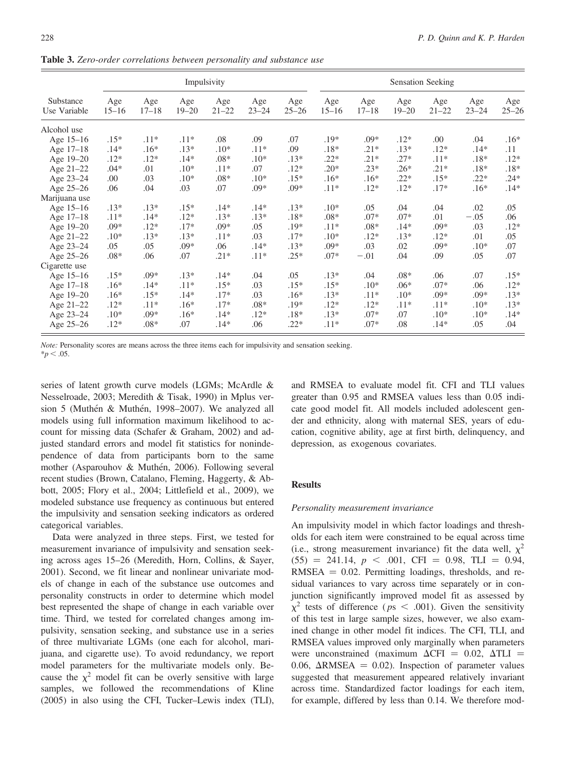**Table 3.** *Zero-order correlations between personality and substance use*

| Substance Use Variable | Impulsivity | | | | | | Sensation Seeking | | | | | |
|---|---|---|---|---|---|---|---|---|---|---|---|---|
| | Age 15–16 | Age 17–18 | Age 19–20 | Age 21–22 | Age 23–24 | Age 25–26 | Age 15–16 | Age 17–18 | Age 19–20 | Age 21–22 | Age 23–24 | Age 25–26 |
| Alcohol use | | | | | | | | | | | | |
| Age 15–16 | .15* | .11* | .11* | .08 | .09 | .07 | .19* | .09* | .12* | .00 | .04 | .16* |
| Age 17–18 | .14* | .16* | .13* | .10* | .11* | .09 | .18* | .21* | .13* | .12* | .14* | .11 |
| Age 19–20 | .12* | .12* | .14* | .08* | .10* | .13* | .22* | .21* | .27* | .11* | .18* | .12* |
| Age 21–22 | .04* | .01 | .10* | .11* | .07 | .12* | .20* | .23* | .26* | .21* | .18* | .18* |
| Age 23–24 | .00 | .03 | .10* | .08* | .10* | .15* | .16* | .16* | .22* | .15* | .22* | .24* |
| Age 25–26 | .06 | .04 | .03 | .07 | .09* | .09* | .11* | .12* | .12* | .17* | .16* | .14* |
| Marijuana use | | | | | | | | | | | | |
| Age 15–16 | .13* | .13* | .15* | .14* | .14* | .13* | .10* | .05 | .04 | .04 | .02 | .05 |
| Age 17–18 | .11* | .14* | .12* | .13* | .13* | .18* | .08* | .07* | .07* | .01 | −.05 | .06 |
| Age 19–20 | .09* | .12* | .17* | .09* | .05 | .19* | .11* | .08* | .14* | .09* | .03 | .12* |
| Age 21–22 | .10* | .13* | .13* | .11* | .03 | .17* | .10* | .12* | .13* | .12* | .01 | .05 |
| Age 23–24 | .05 | .05 | .09* | .06 | .14* | .13* | .09* | .03 | .02 | .09* | .10* | .07 |
| Age 25–26 | .08* | .06 | .07 | .21* | .11* | .25* | .07* | −.01 | .04 | .09 | .05 | .07 |
| Cigarette use | | | | | | | | | | | | |
| Age 15–16 | .15* | .09* | .13* | .14* | .04 | .05 | .13* | .04 | .08* | .06 | .07 | .15* |
| Age 17–18 | .16* | .14* | .11* | .15* | .03 | .15* | .15* | .10* | .06* | .07* | .06 | .12* |
| Age 19–20 | .16* | .15* | .14* | .17* | .03 | .16* | .13* | .11* | .10* | .09* | .09* | .13* |
| Age 21–22 | .12* | .11* | .16* | .17* | .08* | .19* | .12* | .12* | .11* | .11* | .10* | .13* |
| Age 23–24 | .10* | .09* | .16* | .14* | .12* | .18* | .13* | .07* | .07 | .10* | .10* | .14* |
| Age 25–26 | .12* | .08* | .07 | .14* | .06 | .22* | .11* | .07* | .08 | .14* | .05 | .04 |

*Note:* Personality scores are means across the three items each for impulsivity and sensation seeking.
*$p < .05$.

series of latent growth curve models (LGMs; McArdle & Nesselroade, 2003; Meredith & Tisak, 1990) in Mplus version 5 (Muthén & Muthén, 1998–2007). We analyzed all models using full information maximum likelihood to account for missing data (Schafer & Graham, 2002) and adjusted standard errors and model fit statistics for nonindependence of data from participants born to the same mother (Asparouhov & Muthén, 2006). Following several recent studies (Brown, Catalano, Fleming, Haggerty, & Abbott, 2005; Flory et al., 2004; Littlefield et al., 2009), we modeled substance use frequency as continuous but entered the impulsivity and sensation seeking indicators as ordered categorical variables.

Data were analyzed in three steps. First, we tested for measurement invariance of impulsivity and sensation seeking across ages 15–26 (Meredith, Horn, Collins, & Sayer, 2001). Second, we fit linear and nonlinear univariate models of change in each of the substance use outcomes and personality constructs in order to determine which model best represented the shape of change in each variable over time. Third, we tested for correlated changes among impulsivity, sensation seeking, and substance use in a series of three multivariate LGMs (one each for alcohol, marijuana, and cigarette use). To avoid redundancy, we report model parameters for the multivariate models only. Because the $\chi^2$ model fit can be overly sensitive with large samples, we followed the recommendations of Kline (2005) in also using the CFI, Tucker–Lewis index (TLI), and RMSEA to evaluate model fit. CFI and TLI values greater than 0.95 and RMSEA values less than 0.05 indicate good model fit. All models included adolescent gender and ethnicity, along with maternal SES, years of education, cognitive ability, age at first birth, delinquency, and depression, as exogenous covariates.

## Results

### *Personality measurement invariance*

An impulsivity model in which factor loadings and thresholds for each item were constrained to be equal across time (i.e., strong measurement invariance) fit the data well, $\chi^2$ $(55) = 241.14$, $p < .001$, CFI = 0.98, TLI = 0.94, RMSEA = 0.02. Permitting loadings, thresholds, and residual variances to vary across time separately or in conjunction significantly improved model fit as assessed by $\chi^2$ tests of difference ($ps < .001$). Given the sensitivity of this test in large sample sizes, however, we also examined change in other model fit indices. The CFI, TLI, and RMSEA values improved only marginally when parameters were unconstrained (maximum $\Delta$CFI = 0.02, $\Delta$TLI = 0.06, $\Delta$RMSEA = 0.02). Inspection of parameter values suggested that measurement appeared relatively invariant across time. Standardized factor loadings for each item, for example, differed by less than 0.14. We therefore mod-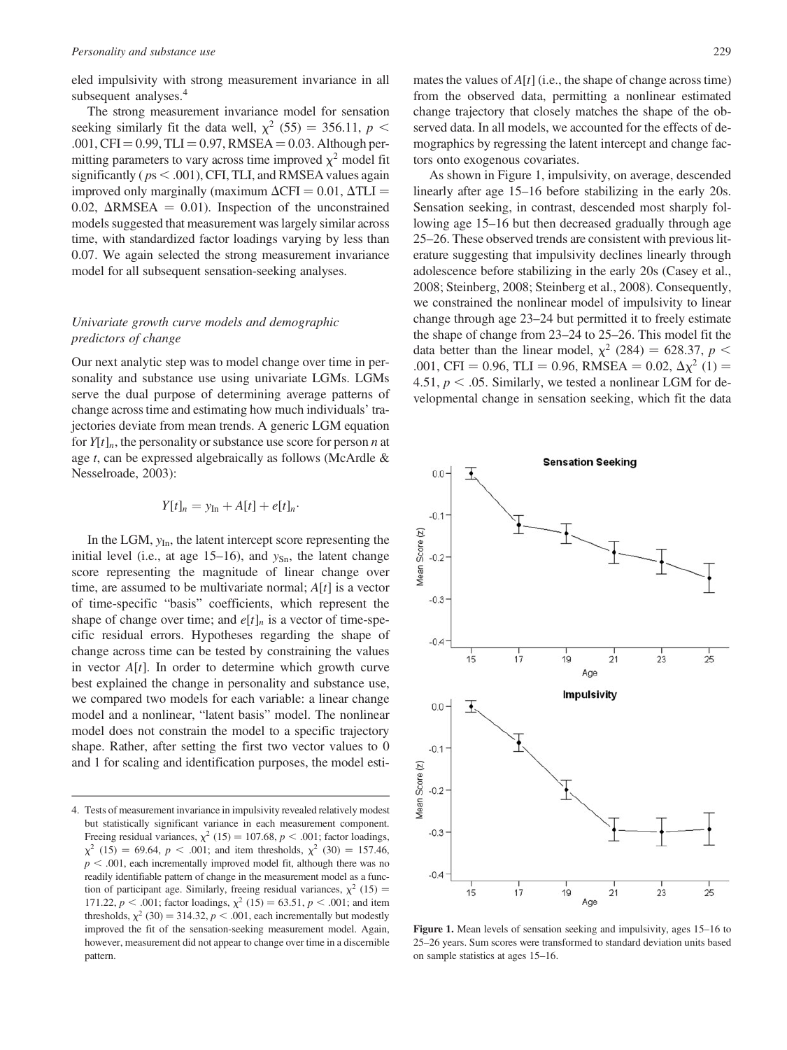eled impulsivity with strong measurement invariance in all subsequent analyses.[4]

The strong measurement invariance model for sensation seeking similarly fit the data well, $\chi^2$ (55) = 356.11, $p < .001$, CFI = 0.99, TLI = 0.97, RMSEA = 0.03. Although permitting parameters to vary across time improved $\chi^2$ model fit significantly ($p$s < .001), CFI, TLI, and RMSEA values again improved only marginally (maximum $\Delta$CFI = 0.01, $\Delta$TLI = 0.02, $\Delta$RMSEA = 0.01). Inspection of the unconstrained models suggested that measurement was largely similar across time, with standardized factor loadings varying by less than 0.07. We again selected the strong measurement invariance model for all subsequent sensation-seeking analyses.

### *Univariate growth curve models and demographic predictors of change*

Our next analytic step was to model change over time in personality and substance use using univariate LGMs. LGMs serve the dual purpose of determining average patterns of change across time and estimating how much individuals' trajectories deviate from mean trends. A generic LGM equation for $Y[t]_n$, the personality or substance use score for person $n$ at age $t$, can be expressed algebraically as follows (McArdle & Nesselroade, 2003):

$$Y[t]_n = y_{\text{In}} + A[t] + e[t]_n.$$

In the LGM, $y_{\text{In}}$, the latent intercept score representing the initial level (i.e., at age 15–16), and $y_{\text{Sn}}$, the latent change score representing the magnitude of linear change over time, are assumed to be multivariate normal; $A[t]$ is a vector of time-specific "basis" coefficients, which represent the shape of change over time; and $e[t]_n$ is a vector of time-specific residual errors. Hypotheses regarding the shape of change across time can be tested by constraining the values in vector $A[t]$. In order to determine which growth curve best explained the change in personality and substance use, we compared two models for each variable: a linear change model and a nonlinear, "latent basis" model. The nonlinear model does not constrain the model to a specific trajectory shape. Rather, after setting the first two vector values to 0 and 1 for scaling and identification purposes, the model estimates the values of $A[t]$ (i.e., the shape of change across time) from the observed data, permitting a nonlinear estimated change trajectory that closely matches the shape of the observed data. In all models, we accounted for the effects of demographics by regressing the latent intercept and change factors onto exogenous covariates.

As shown in Figure 1, impulsivity, on average, descended linearly after age 15–16 before stabilizing in the early 20s. Sensation seeking, in contrast, descended most sharply following age 15–16 but then decreased gradually through age 25–26. These observed trends are consistent with previous literature suggesting that impulsivity declines linearly through adolescence before stabilizing in the early 20s (Casey et al., 2008; Steinberg, 2008; Steinberg et al., 2008). Consequently, we constrained the nonlinear model of impulsivity to linear change through age 23–24 but permitted it to freely estimate the shape of change from 23–24 to 25–26. This model fit the data better than the linear model, $\chi^2$ (284) = 628.37, $p < .001$, CFI = 0.96, TLI = 0.96, RMSEA = 0.02, $\Delta\chi^2$ (1) = 4.51, $p < .05$. Similarly, we tested a nonlinear LGM for developmental change in sensation seeking, which fit the data

**Figure 1.** Mean levels of sensation seeking and impulsivity, ages 15–16 to 25–26 years. Sum scores were transformed to standard deviation units based on sample statistics at ages 15–16.

4. Tests of measurement invariance in impulsivity revealed relatively modest but statistically significant variance in each measurement component. Freeing residual variances, $\chi^2$ (15) = 107.68, $p < .001$; factor loadings, $\chi^2$ (15) = 69.64, $p < .001$; and item thresholds, $\chi^2$ (30) = 157.46, $p < .001$, each incrementally improved model fit, although there was no readily identifiable pattern of change in the measurement model as a function of participant age. Similarly, freeing residual variances, $\chi^2$ (15) = 171.22, $p < .001$; factor loadings, $\chi^2$ (15) = 63.51, $p < .001$; and item thresholds, $\chi^2$ (30) = 314.32, $p < .001$, each incrementally but modestly improved the fit of the sensation-seeking measurement model. Again, however, measurement did not appear to change over time in a discernible pattern.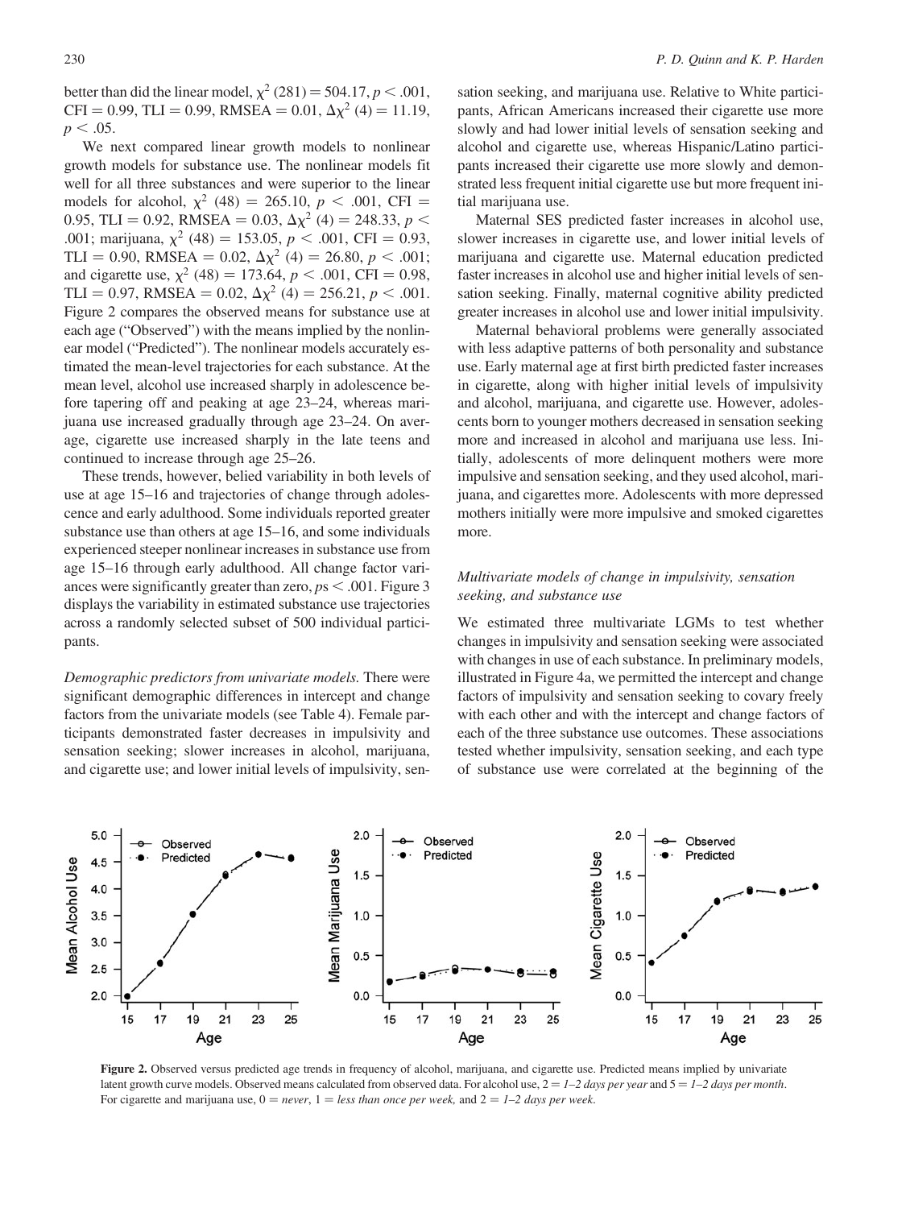better than did the linear model, $\chi^2$ (281) = 504.17, $p < .001$, CFI = 0.99, TLI = 0.99, RMSEA = 0.01, $\Delta\chi^2$ (4) = 11.19, $p < .05$.

We next compared linear growth models to nonlinear growth models for substance use. The nonlinear models fit well for all three substances and were superior to the linear models for alcohol, $\chi^2$ (48) = 265.10, $p < .001$, CFI = 0.95, TLI = 0.92, RMSEA = 0.03, $\Delta\chi^2$ (4) = 248.33, $p < .001$; marijuana, $\chi^2$ (48) = 153.05, $p < .001$, CFI = 0.93, TLI = 0.90, RMSEA = 0.02, $\Delta\chi^2$ (4) = 26.80, $p < .001$; and cigarette use, $\chi^2$ (48) = 173.64, $p < .001$, CFI = 0.98, TLI = 0.97, RMSEA = 0.02, $\Delta\chi^2$ (4) = 256.21, $p < .001$. Figure 2 compares the observed means for substance use at each age ("Observed") with the means implied by the nonlinear model ("Predicted"). The nonlinear models accurately estimated the mean-level trajectories for each substance. At the mean level, alcohol use increased sharply in adolescence before tapering off and peaking at age 23–24, whereas marijuana use increased gradually through age 23–24. On average, cigarette use increased sharply in the late teens and continued to increase through age 25–26.

These trends, however, belied variability in both levels of use at age 15–16 and trajectories of change through adolescence and early adulthood. Some individuals reported greater substance use than others at age 15–16, and some individuals experienced steeper nonlinear increases in substance use from age 15–16 through early adulthood. All change factor variances were significantly greater than zero, $p$s $< .001$. Figure 3 displays the variability in estimated substance use trajectories across a randomly selected subset of 500 individual participants.

*Demographic predictors from univariate models.* There were significant demographic differences in intercept and change factors from the univariate models (see Table 4). Female participants demonstrated faster decreases in impulsivity and sensation seeking; slower increases in alcohol, marijuana, and cigarette use; and lower initial levels of impulsivity, sensation seeking, and marijuana use. Relative to White participants, African Americans increased their cigarette use more slowly and had lower initial levels of sensation seeking and alcohol and cigarette use, whereas Hispanic/Latino participants increased their cigarette use more slowly and demonstrated less frequent initial cigarette use but more frequent initial marijuana use.

Maternal SES predicted faster increases in alcohol use, slower increases in cigarette use, and lower initial levels of marijuana and cigarette use. Maternal education predicted faster increases in alcohol use and higher initial levels of sensation seeking. Finally, maternal cognitive ability predicted greater increases in alcohol use and lower initial impulsivity.

Maternal behavioral problems were generally associated with less adaptive patterns of both personality and substance use. Early maternal age at first birth predicted faster increases in cigarette, along with higher initial levels of impulsivity and alcohol, marijuana, and cigarette use. However, adolescents born to younger mothers decreased in sensation seeking more and increased in alcohol and marijuana use less. Initially, adolescents of more delinquent mothers were more impulsive and sensation seeking, and they used alcohol, marijuana, and cigarettes more. Adolescents with more depressed mothers initially were more impulsive and smoked cigarettes more.

### *Multivariate models of change in impulsivity, sensation seeking, and substance use*

We estimated three multivariate LGMs to test whether changes in impulsivity and sensation seeking were associated with changes in use of each substance. In preliminary models, illustrated in Figure 4a, we permitted the intercept and change factors of impulsivity and sensation seeking to covary freely with each other and with the intercept and change factors of each of the three substance use outcomes. These associations tested whether impulsivity, sensation seeking, and each type of substance use were correlated at the beginning of the

Observed
Predicted
Mean Alcohol Use
5.0
4.5
4.0
3.5
3.0
2.5
2.0
15 17 19 21 23 25
Age

Observed
Predicted
Mean Marijuana Use
2.0
1.5
1.0
0.5
0.0
15 17 19 21 23 25
Age

Observed
Predicted
Mean Cigarette Use
2.0
1.5
1.0
0.5
0.0
15 17 19 21 23 25
Age

**Figure 2.** Observed versus predicted age trends in frequency of alcohol, marijuana, and cigarette use. Predicted means implied by univariate latent growth curve models. Observed means calculated from observed data. For alcohol use, 2 = *1–2 days per year* and 5 = *1–2 days per month*. For cigarette and marijuana use, 0 = *never*, 1 = *less than once per week,* and 2 = *1–2 days per week*.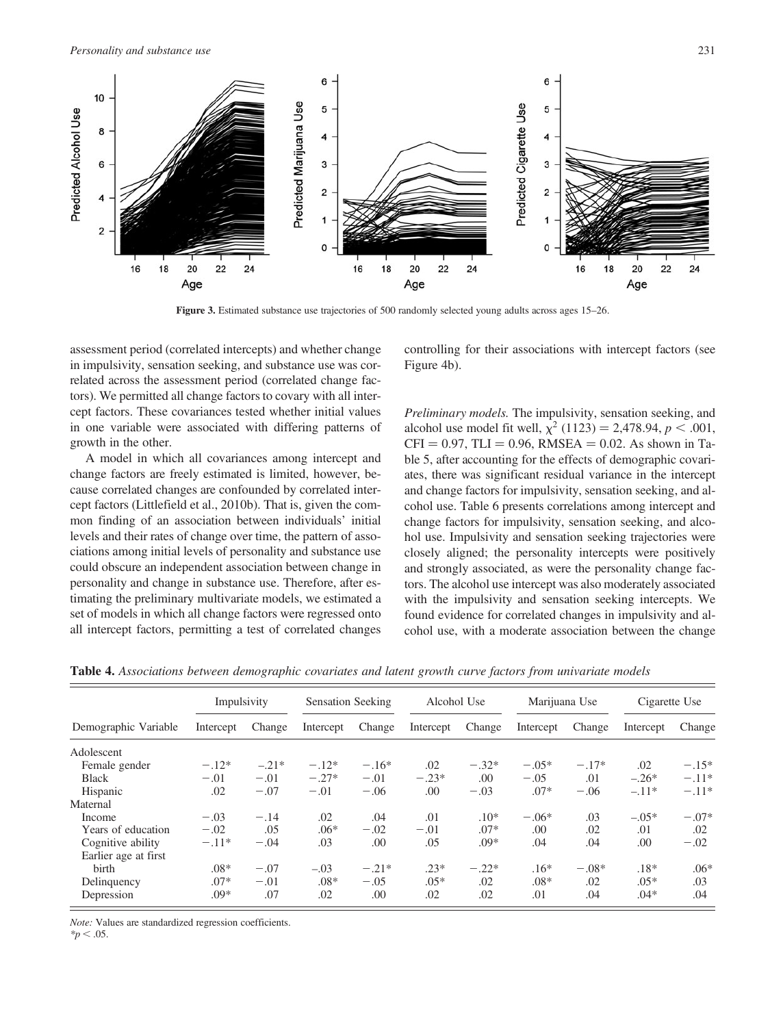Figure 3. Estimated substance use trajectories of 500 randomly selected young adults across ages 15–26.

assessment period (correlated intercepts) and whether change in impulsivity, sensation seeking, and substance use was correlated across the assessment period (correlated change factors). We permitted all change factors to covary with all intercept factors. These covariances tested whether initial values in one variable were associated with differing patterns of growth in the other.

A model in which all covariances among intercept and change factors are freely estimated is limited, however, because correlated changes are confounded by correlated intercept factors (Littlefield et al., 2010b). That is, given the common finding of an association between individuals' initial levels and their rates of change over time, the pattern of associations among initial levels of personality and substance use could obscure an independent association between change in personality and change in substance use. Therefore, after estimating the preliminary multivariate models, we estimated a set of models in which all change factors were regressed onto all intercept factors, permitting a test of correlated changes controlling for their associations with intercept factors (see Figure 4b).

*Preliminary models.* The impulsivity, sensation seeking, and alcohol use model fit well, $\chi^2$ (1123) = 2,478.94, $p < .001$, CFI = 0.97, TLI = 0.96, RMSEA = 0.02. As shown in Table 5, after accounting for the effects of demographic covariates, there was significant residual variance in the intercept and change factors for impulsivity, sensation seeking, and alcohol use. Table 6 presents correlations among intercept and change factors for impulsivity, sensation seeking, and alcohol use. Impulsivity and sensation seeking trajectories were closely aligned; the personality intercepts were positively and strongly associated, as were the personality change factors. The alcohol use intercept was also moderately associated with the impulsivity and sensation seeking intercepts. We found evidence for correlated changes in impulsivity and alcohol use, with a moderate association between the change

**Table 4.** *Associations between demographic covariates and latent growth curve factors from univariate models*

| | Impulsivity | | Sensation Seeking | | Alcohol Use | | Marijuana Use | | Cigarette Use | |
|---|---|---|---|---|---|---|---|---|---|---|
| Demographic Variable | Intercept | Change | Intercept | Change | Intercept | Change | Intercept | Change | Intercept | Change |
| Adolescent | | | | | | | | | | |
| Female gender | −.12* | −.21* | −.12* | −.16* | .02 | −.32* | −.05* | −.17* | .02 | −.15* |
| Black | −.01 | −.01 | −.27* | −.01 | −.23* | .00 | −.05 | .01 | −.26* | −.11* |
| Hispanic | .02 | −.07 | −.01 | −.06 | .00 | −.03 | .07* | −.06 | −.11* | −.11* |
| Maternal | | | | | | | | | | |
| Income | −.03 | −.14 | .02 | .04 | .01 | .10* | −.06* | .03 | −.05* | −.07* |
| Years of education | −.02 | .05 | .06* | −.02 | −.01 | .07* | .00 | .02 | .01 | .02 |
| Cognitive ability | −.11* | −.04 | .03 | .00 | .05 | .09* | .04 | .04 | .00 | −.02 |
| Earlier age at first birth | .08* | −.07 | −.03 | −.21* | .23* | −.22* | .16* | −.08* | .18* | .06* |
| Delinquency | .07* | −.01 | .08* | −.05 | .05* | .02 | .08* | .02 | .05* | .03 |
| Depression | .09* | .07 | .02 | .00 | .02 | .02 | .01 | .04 | .04* | .04 |

*Note:* Values are standardized regression coefficients.
*$p < .05$.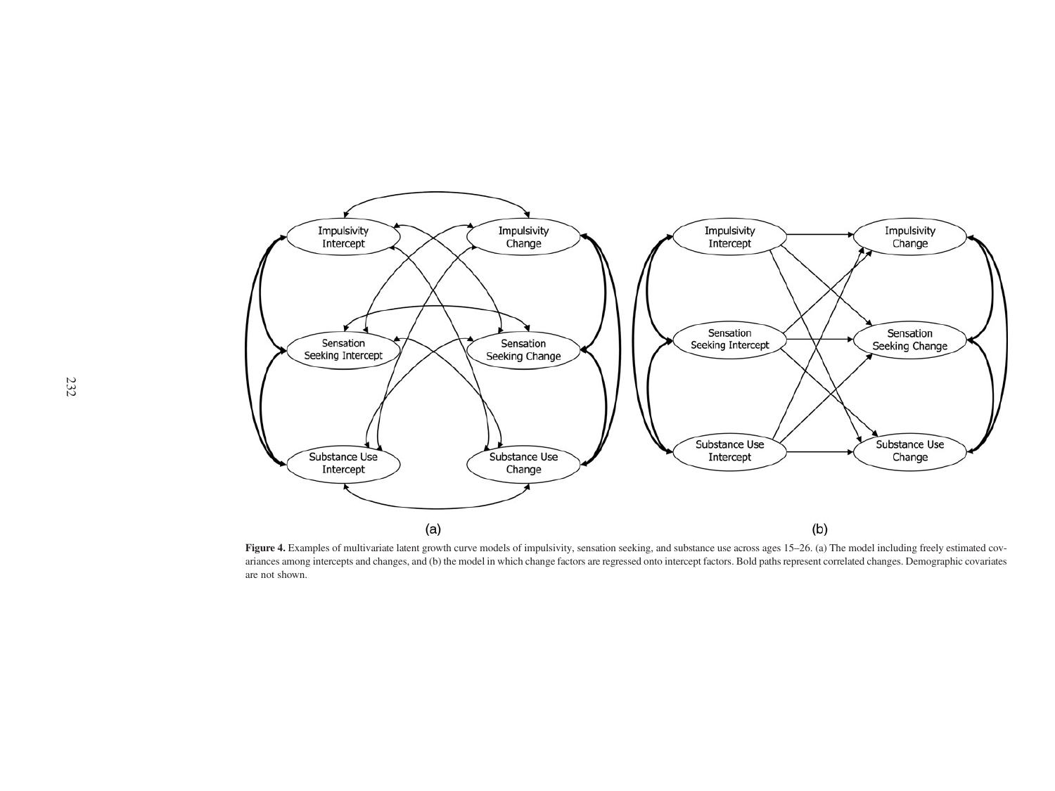**Figure 4.** Examples of multivariate latent growth curve models of impulsivity, sensation seeking, and substance use across ages 15–26. (a) The model including freely estimated covariances among intercepts and changes, and (b) the model in which change factors are regressed onto intercept factors. Bold paths represent correlated changes. Demographic covariates are not shown.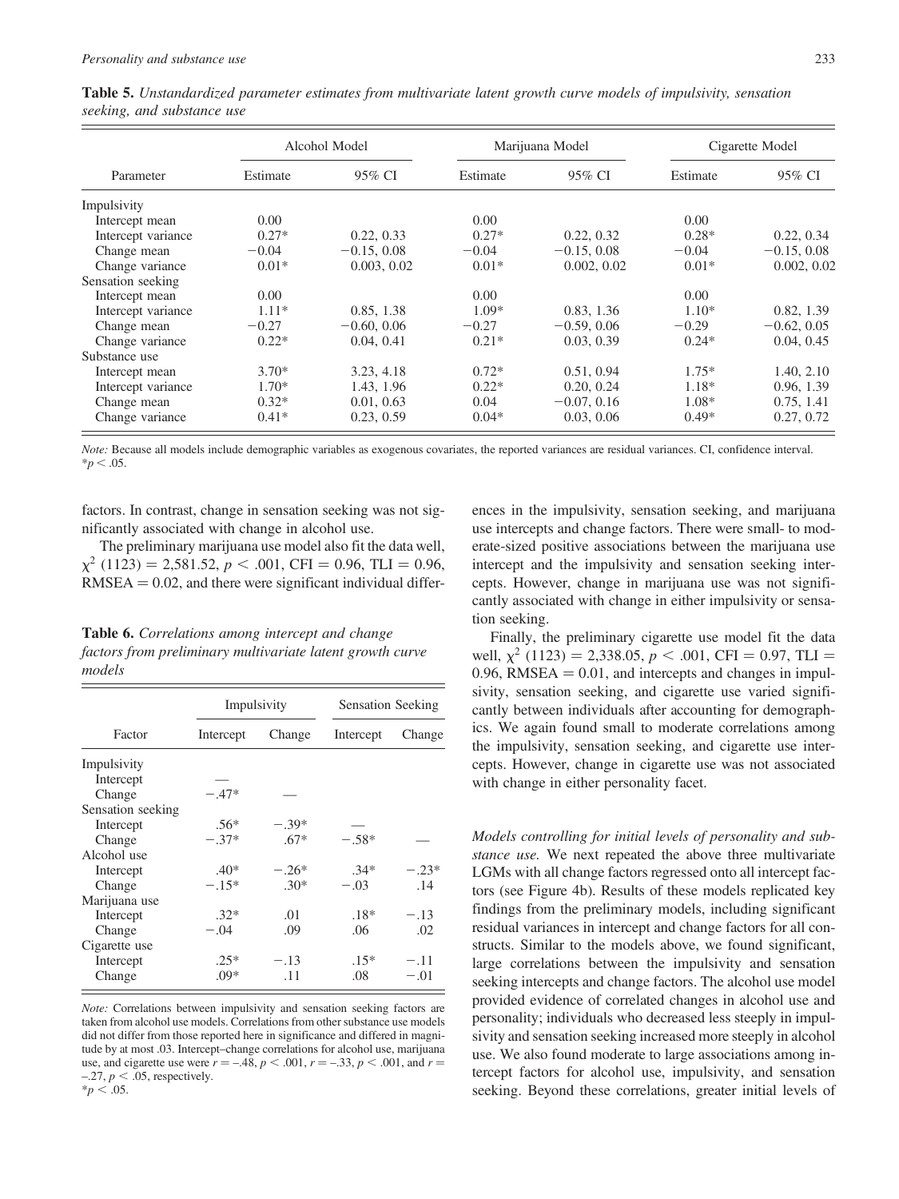**Table 5.** *Unstandardized parameter estimates from multivariate latent growth curve models of impulsivity, sensation seeking, and substance use*

| Parameter | Alcohol Model | | Marijuana Model | | Cigarette Model | |
|---|---|---|---|---|---|---|
| | Estimate | 95% CI | Estimate | 95% CI | Estimate | 95% CI |
| Impulsivity | | | | | | |
| Intercept mean | 0.00 | | 0.00 | | 0.00 | |
| Intercept variance | 0.27* | 0.22, 0.33 | 0.27* | 0.22, 0.32 | 0.28* | 0.22, 0.34 |
| Change mean | −0.04 | −0.15, 0.08 | −0.04 | −0.15, 0.08 | −0.04 | −0.15, 0.08 |
| Change variance | 0.01* | 0.003, 0.02 | 0.01* | 0.002, 0.02 | 0.01* | 0.002, 0.02 |
| Sensation seeking | | | | | | |
| Intercept mean | 0.00 | | 0.00 | | 0.00 | |
| Intercept variance | 1.11* | 0.85, 1.38 | 1.09* | 0.83, 1.36 | 1.10* | 0.82, 1.39 |
| Change mean | −0.27 | −0.60, 0.06 | −0.27 | −0.59, 0.06 | −0.29 | −0.62, 0.05 |
| Change variance | 0.22* | 0.04, 0.41 | 0.21* | 0.03, 0.39 | 0.24* | 0.04, 0.45 |
| Substance use | | | | | | |
| Intercept mean | 3.70* | 3.23, 4.18 | 0.72* | 0.51, 0.94 | 1.75* | 1.40, 2.10 |
| Intercept variance | 1.70* | 1.43, 1.96 | 0.22* | 0.20, 0.24 | 1.18* | 0.96, 1.39 |
| Change mean | 0.32* | 0.01, 0.63 | 0.04 | −0.07, 0.16 | 1.08* | 0.75, 1.41 |
| Change variance | 0.41* | 0.23, 0.59 | 0.04* | 0.03, 0.06 | 0.49* | 0.27, 0.72 |

*Note:* Because all models include demographic variables as exogenous covariates, the reported variances are residual variances. CI, confidence interval.
*$p < .05$.

factors. In contrast, change in sensation seeking was not significantly associated with change in alcohol use.

The preliminary marijuana use model also fit the data well, $\chi^2$ (1123) = 2,581.52, $p < .001$, CFI = 0.96, TLI = 0.96, RMSEA = 0.02, and there were significant individual differences in the impulsivity, sensation seeking, and marijuana use intercepts and change factors. There were small- to moderate-sized positive associations between the marijuana use intercept and the impulsivity and sensation seeking intercepts. However, change in marijuana use was not significantly associated with change in either impulsivity or sensation seeking.

Finally, the preliminary cigarette use model fit the data well, $\chi^2$ (1123) = 2,338.05, $p < .001$, CFI = 0.97, TLI = 0.96, RMSEA = 0.01, and intercepts and changes in impulsivity, sensation seeking, and cigarette use varied significantly between individuals after accounting for demographics. We again found small to moderate correlations among the impulsivity, sensation seeking, and cigarette use intercepts. However, change in cigarette use was not associated with change in either personality facet.

**Table 6.** *Correlations among intercept and change factors from preliminary multivariate latent growth curve models*

| Factor | Impulsivity | | Sensation Seeking | |
|---|---|---|---|---|
| | Intercept | Change | Intercept | Change |
| Impulsivity | | | | |
| Intercept | — | | | |
| Change | −.47* | — | | |
| Sensation seeking | | | | |
| Intercept | .56* | −.39* | — | |
| Change | −.37* | .67* | −.58* | — |
| Alcohol use | | | | |
| Intercept | .40* | −.26* | .34* | −.23* |
| Change | −.15* | .30* | −.03 | .14 |
| Marijuana use | | | | |
| Intercept | .32* | .01 | .18* | −.13 |
| Change | −.04 | .09 | .06 | .02 |
| Cigarette use | | | | |
| Intercept | .25* | −.13 | .15* | −.11 |
| Change | .09* | .11 | .08 | −.01 |

*Note:* Correlations between impulsivity and sensation seeking factors are taken from alcohol use models. Correlations from other substance use models did not differ from those reported here in significance and differed in magnitude by at most .03. Intercept–change correlations for alcohol use, marijuana use, and cigarette use were $r = -.48$, $p < .001$, $r = -.33$, $p < .001$, and $r = -.27$, $p < .05$, respectively.
*$p < .05$.

*Models controlling for initial levels of personality and substance use.* We next repeated the above three multivariate LGMs with all change factors regressed onto all intercept factors (see Figure 4b). Results of these models replicated key findings from the preliminary models, including significant residual variances in intercept and change factors for all constructs. Similar to the models above, we found significant, large correlations between the impulsivity and sensation seeking intercepts and change factors. The alcohol use model provided evidence of correlated changes in alcohol use and personality; individuals who decreased less steeply in impulsivity and sensation seeking increased more steeply in alcohol use. We also found moderate to large associations among intercept factors for alcohol use, impulsivity, and sensation seeking. Beyond these correlations, greater initial levels of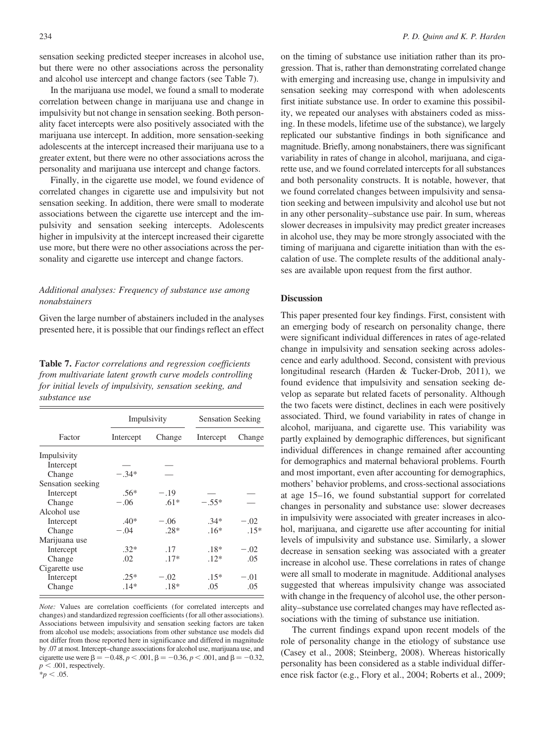sensation seeking predicted steeper increases in alcohol use, but there were no other associations across the personality and alcohol use intercept and change factors (see Table 7).

In the marijuana use model, we found a small to moderate correlation between change in marijuana use and change in impulsivity but not change in sensation seeking. Both personality facet intercepts were also positively associated with the marijuana use intercept. In addition, more sensation-seeking adolescents at the intercept increased their marijuana use to a greater extent, but there were no other associations across the personality and marijuana use intercept and change factors.

Finally, in the cigarette use model, we found evidence of correlated changes in cigarette use and impulsivity but not sensation seeking. In addition, there were small to moderate associations between the cigarette use intercept and the impulsivity and sensation seeking intercepts. Adolescents higher in impulsivity at the intercept increased their cigarette use more, but there were no other associations across the personality and cigarette use intercept and change factors.

### *Additional analyses: Frequency of substance use among nonabstainers*

Given the large number of abstainers included in the analyses presented here, it is possible that our findings reflect an effect on the timing of substance use initiation rather than its progression. That is, rather than demonstrating correlated change with emerging and increasing use, change in impulsivity and sensation seeking may correspond with when adolescents first initiate substance use. In order to examine this possibility, we repeated our analyses with abstainers coded as missing. In these models, lifetime use of the substance), we largely replicated our substantive findings in both significance and magnitude. Briefly, among nonabstainers, there was significant variability in rates of change in alcohol, marijuana, and cigarette use, and we found correlated intercepts for all substances and both personality constructs. It is notable, however, that we found correlated changes between impulsivity and sensation seeking and between impulsivity and alcohol use but not in any other personality–substance use pair. In sum, whereas slower decreases in impulsivity may predict greater increases in alcohol use, they may be more strongly associated with the timing of marijuana and cigarette initiation than with the escalation of use. The complete results of the additional analyses are available upon request from the first author.

**Table 7.** *Factor correlations and regression coefficients from multivariate latent growth curve models controlling for initial levels of impulsivity, sensation seeking, and substance use*

| | Impulsivity | | Sensation Seeking | |
|---|---|---|---|---|
| Factor | Intercept | Change | Intercept | Change |
| Impulsivity | | | | |
| Intercept | — | | | |
| Change | −.34* | — | | |
| Sensation seeking | | | | |
| Intercept | .56* | −.19 | — | |
| Change | −.06 | .61* | −.55* | — |
| Alcohol use | | | | |
| Intercept | .40* | −.06 | .34* | −.02 |
| Change | −.04 | .28* | .16* | .15* |
| Marijuana use | | | | |
| Intercept | .32* | .17 | .18* | −.02 |
| Change | .02 | .17* | .12* | .05 |
| Cigarette use | | | | |
| Intercept | .25* | −.02 | .15* | −.01 |
| Change | .14* | .18* | .05 | .05 |

*Note:* Values are correlation coefficients (for correlated intercepts and changes) and standardized regression coefficients (for all other associations). Associations between impulsivity and sensation seeking factors are taken from alcohol use models; associations from other substance use models did not differ from those reported here in significance and differed in magnitude by .07 at most. Intercept–change associations for alcohol use, marijuana use, and cigarette use were $\beta = -0.48$, $p < .001$, $\beta = -0.36$, $p < .001$, and $\beta = -0.32$, $p < .001$, respectively.
$^{*}p < .05$.

## Discussion

This paper presented four key findings. First, consistent with an emerging body of research on personality change, there were significant individual differences in rates of age-related change in impulsivity and sensation seeking across adolescence and early adulthood. Second, consistent with previous longitudinal research (Harden & Tucker-Drob, 2011), we found evidence that impulsivity and sensation seeking develop as separate but related facets of personality. Although the two facets were distinct, declines in each were positively associated. Third, we found variability in rates of change in alcohol, marijuana, and cigarette use. This variability was partly explained by demographic differences, but significant individual differences in change remained after accounting for demographics and maternal behavioral problems. Fourth and most important, even after accounting for demographics, mothers' behavior problems, and cross-sectional associations at age 15–16, we found substantial support for correlated changes in personality and substance use: slower decreases in impulsivity were associated with greater increases in alcohol, marijuana, and cigarette use after accounting for initial levels of impulsivity and substance use. Similarly, a slower decrease in sensation seeking was associated with a greater increase in alcohol use. These correlations in rates of change were all small to moderate in magnitude. Additional analyses suggested that whereas impulsivity change was associated with change in the frequency of alcohol use, the other personality–substance use correlated changes may have reflected associations with the timing of substance use initiation.

The current findings expand upon recent models of the role of personality change in the etiology of substance use (Casey et al., 2008; Steinberg, 2008). Whereas historically personality has been considered as a stable individual difference risk factor (e.g., Flory et al., 2004; Roberts et al., 2009;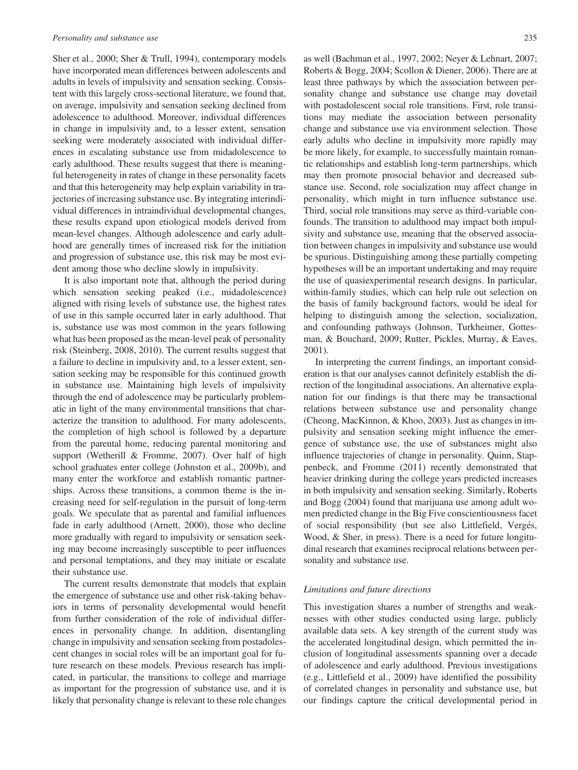Sher et al., 2000; Sher & Trull, 1994), contemporary models have incorporated mean differences between adolescents and adults in levels of impulsivity and sensation seeking. Consistent with this largely cross-sectional literature, we found that, on average, impulsivity and sensation seeking declined from adolescence to adulthood. Moreover, individual differences in change in impulsivity and, to a lesser extent, sensation seeking were moderately associated with individual differences in escalating substance use from midadolescence to early adulthood. These results suggest that there is meaningful heterogeneity in rates of change in these personality facets and that this heterogeneity may help explain variability in trajectories of increasing substance use. By integrating interindividual differences in intraindividual developmental changes, these results expand upon etiological models derived from mean-level changes. Although adolescence and early adulthood are generally times of increased risk for the initiation and progression of substance use, this risk may be most evident among those who decline slowly in impulsivity.

It is also important note that, although the period during which sensation seeking peaked (i.e., midadolescence) aligned with rising levels of substance use, the highest rates of use in this sample occurred later in early adulthood. That is, substance use was most common in the years following what has been proposed as the mean-level peak of personality risk (Steinberg, 2008, 2010). The current results suggest that a failure to decline in impulsivity and, to a lesser extent, sensation seeking may be responsible for this continued growth in substance use. Maintaining high levels of impulsivity through the end of adolescence may be particularly problematic in light of the many environmental transitions that characterize the transition to adulthood. For many adolescents, the completion of high school is followed by a departure from the parental home, reducing parental monitoring and support (Wetherill & Fromme, 2007). Over half of high school graduates enter college (Johnston et al., 2009b), and many enter the workforce and establish romantic partnerships. Across these transitions, a common theme is the increasing need for self-regulation in the pursuit of long-term goals. We speculate that as parental and familial influences fade in early adulthood (Arnett, 2000), those who decline more gradually with regard to impulsivity or sensation seeking may become increasingly susceptible to peer influences and personal temptations, and they may initiate or escalate their substance use.

The current results demonstrate that models that explain the emergence of substance use and other risk-taking behaviors in terms of personality developmental would benefit from further consideration of the role of individual differences in personality change. In addition, disentangling change in impulsivity and sensation seeking from postadolescent changes in social roles will be an important goal for future research on these models. Previous research has implicated, in particular, the transitions to college and marriage as important for the progression of substance use, and it is likely that personality change is relevant to these role changes as well (Bachman et al., 1997, 2002; Neyer & Lehnart, 2007; Roberts & Bogg, 2004; Scollon & Diener, 2006). There are at least three pathways by which the association between personality change and substance use change may dovetail with postadolescent social role transitions. First, role transitions may mediate the association between personality change and substance use via environment selection. Those early adults who decline in impulsivity more rapidly may be more likely, for example, to successfully maintain romantic relationships and establish long-term partnerships, which may then promote prosocial behavior and decreased substance use. Second, role socialization may affect change in personality, which might in turn influence substance use. Third, social role transitions may serve as third-variable confounds. The transition to adulthood may impact both impulsivity and substance use, meaning that the observed association between changes in impulsivity and substance use would be spurious. Distinguishing among these partially competing hypotheses will be an important undertaking and may require the use of quasiexperimental research designs. In particular, within-family studies, which can help rule out selection on the basis of family background factors, would be ideal for helping to distinguish among the selection, socialization, and confounding pathways (Johnson, Turkheimer, Gottesman, & Bouchard, 2009; Rutter, Pickles, Murray, & Eaves, 2001).

In interpreting the current findings, an important consideration is that our analyses cannot definitely establish the direction of the longitudinal associations. An alternative explanation for our findings is that there may be transactional relations between substance use and personality change (Cheong, MacKinnon, & Khoo, 2003). Just as changes in impulsivity and sensation seeking might influence the emergence of substance use, the use of substances might also influence trajectories of change in personality. Quinn, Stappenbeck, and Fromme (2011) recently demonstrated that heavier drinking during the college years predicted increases in both impulsivity and sensation seeking. Similarly, Roberts and Bogg (2004) found that marijuana use among adult women predicted change in the Big Five conscientiousness facet of social responsibility (but see also Littlefield, Vergés, Wood, & Sher, in press). There is a need for future longitudinal research that examines reciprocal relations between personality and substance use.

### *Limitations and future directions*

This investigation shares a number of strengths and weaknesses with other studies conducted using large, publicly available data sets. A key strength of the current study was the accelerated longitudinal design, which permitted the inclusion of longitudinal assessments spanning over a decade of adolescence and early adulthood. Previous investigations (e.g., Littlefield et al., 2009) have identified the possibility of correlated changes in personality and substance use, but our findings capture the critical developmental period in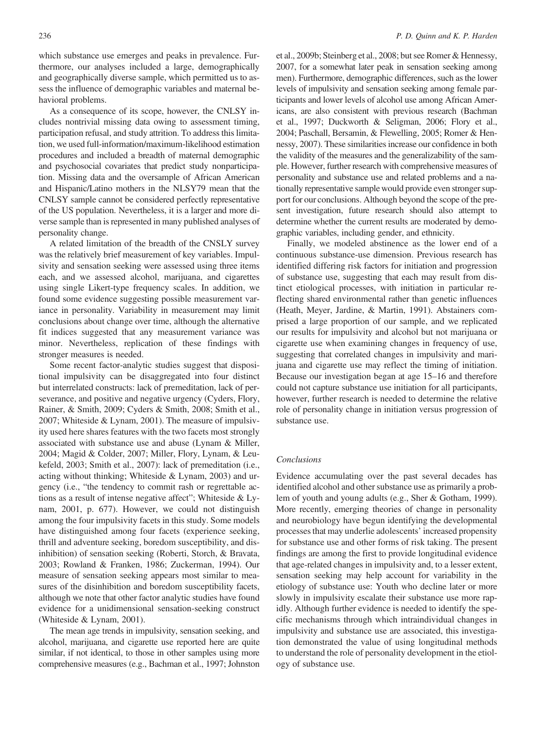which substance use emerges and peaks in prevalence. Furthermore, our analyses included a large, demographically and geographically diverse sample, which permitted us to assess the influence of demographic variables and maternal behavioral problems.

As a consequence of its scope, however, the CNLSY includes nontrivial missing data owing to assessment timing, participation refusal, and study attrition. To address this limitation, we used full-information/maximum-likelihood estimation procedures and included a breadth of maternal demographic and psychosocial covariates that predict study nonparticipation. Missing data and the oversample of African American and Hispanic/Latino mothers in the NLSY79 mean that the CNLSY sample cannot be considered perfectly representative of the US population. Nevertheless, it is a larger and more diverse sample than is represented in many published analyses of personality change.

A related limitation of the breadth of the CNSLY survey was the relatively brief measurement of key variables. Impulsivity and sensation seeking were assessed using three items each, and we assessed alcohol, marijuana, and cigarettes using single Likert-type frequency scales. In addition, we found some evidence suggesting possible measurement variance in personality. Variability in measurement may limit conclusions about change over time, although the alternative fit indices suggested that any measurement variance was minor. Nevertheless, replication of these findings with stronger measures is needed.

Some recent factor-analytic studies suggest that dispositional impulsivity can be disaggregated into four distinct but interrelated constructs: lack of premeditation, lack of perseverance, and positive and negative urgency (Cyders, Flory, Rainer, & Smith, 2009; Cyders & Smith, 2008; Smith et al., 2007; Whiteside & Lynam, 2001). The measure of impulsivity used here shares features with the two facets most strongly associated with substance use and abuse (Lynam & Miller, 2004; Magid & Colder, 2007; Miller, Flory, Lynam, & Leukefeld, 2003; Smith et al., 2007): lack of premeditation (i.e., acting without thinking; Whiteside & Lynam, 2003) and urgency (i.e., "the tendency to commit rash or regrettable actions as a result of intense negative affect"; Whiteside & Lynam, 2001, p. 677). However, we could not distinguish among the four impulsivity facets in this study. Some models have distinguished among four facets (experience seeking, thrill and adventure seeking, boredom susceptibility, and disinhibition) of sensation seeking (Roberti, Storch, & Bravata, 2003; Rowland & Franken, 1986; Zuckerman, 1994). Our measure of sensation seeking appears most similar to measures of the disinhibition and boredom susceptibility facets, although we note that other factor analytic studies have found evidence for a unidimensional sensation-seeking construct (Whiteside & Lynam, 2001).

The mean age trends in impulsivity, sensation seeking, and alcohol, marijuana, and cigarette use reported here are quite similar, if not identical, to those in other samples using more comprehensive measures (e.g., Bachman et al., 1997; Johnston et al., 2009b; Steinberg et al., 2008; but see Romer & Hennessy, 2007, for a somewhat later peak in sensation seeking among men). Furthermore, demographic differences, such as the lower levels of impulsivity and sensation seeking among female participants and lower levels of alcohol use among African Americans, are also consistent with previous research (Bachman et al., 1997; Duckworth & Seligman, 2006; Flory et al., 2004; Paschall, Bersamin, & Flewelling, 2005; Romer & Hennessy, 2007). These similarities increase our confidence in both the validity of the measures and the generalizability of the sample. However, further research with comprehensive measures of personality and substance use and related problems and a nationally representative sample would provide even stronger support for our conclusions. Although beyond the scope of the present investigation, future research should also attempt to determine whether the current results are moderated by demographic variables, including gender, and ethnicity.

Finally, we modeled abstinence as the lower end of a continuous substance-use dimension. Previous research has identified differing risk factors for initiation and progression of substance use, suggesting that each may result from distinct etiological processes, with initiation in particular reflecting shared environmental rather than genetic influences (Heath, Meyer, Jardine, & Martin, 1991). Abstainers comprised a large proportion of our sample, and we replicated our results for impulsivity and alcohol but not marijuana or cigarette use when examining changes in frequency of use, suggesting that correlated changes in impulsivity and marijuana and cigarette use may reflect the timing of initiation. Because our investigation began at age 15–16 and therefore could not capture substance use initiation for all participants, however, further research is needed to determine the relative role of personality change in initiation versus progression of substance use.

### *Conclusions*

Evidence accumulating over the past several decades has identified alcohol and other substance use as primarily a problem of youth and young adults (e.g., Sher & Gotham, 1999). More recently, emerging theories of change in personality and neurobiology have begun identifying the developmental processes that may underlie adolescents' increased propensity for substance use and other forms of risk taking. The present findings are among the first to provide longitudinal evidence that age-related changes in impulsivity and, to a lesser extent, sensation seeking may help account for variability in the etiology of substance use: Youth who decline later or more slowly in impulsivity escalate their substance use more rapidly. Although further evidence is needed to identify the specific mechanisms through which intraindividual changes in impulsivity and substance use are associated, this investigation demonstrated the value of using longitudinal methods to understand the role of personality development in the etiology of substance use.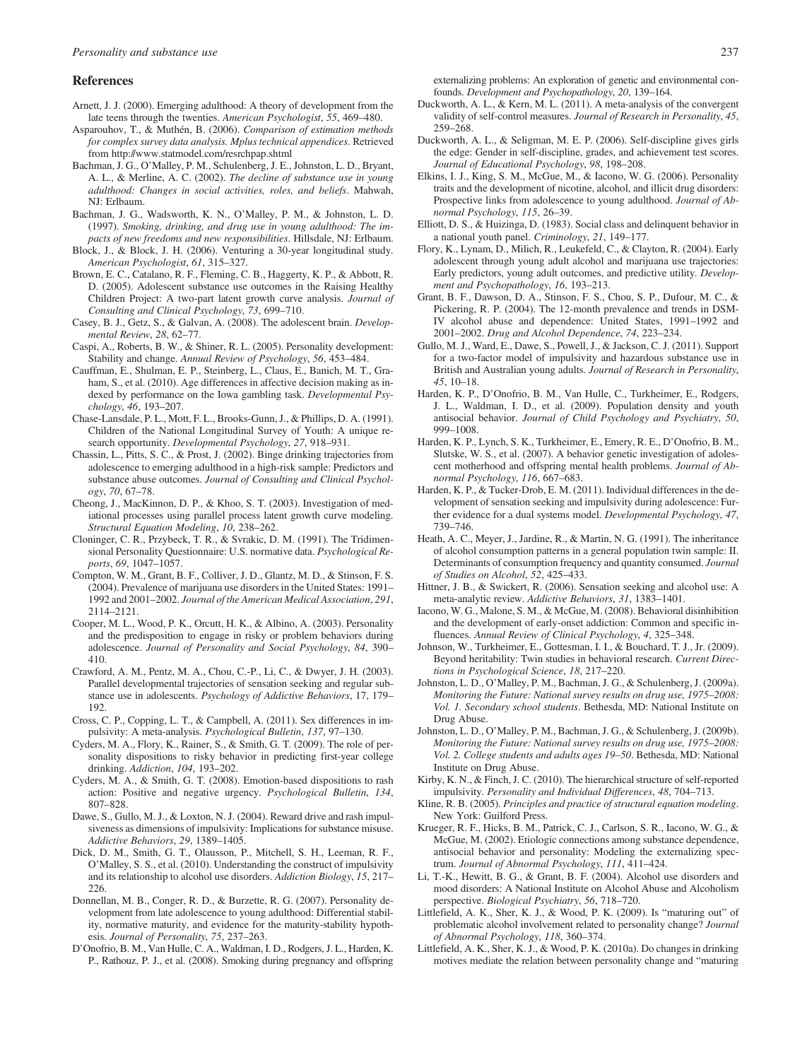## References

Arnett, J. J. (2000). Emerging adulthood: A theory of development from the late teens through the twenties. *American Psychologist*, *55*, 469–480.

Asparouhov, T., & Muthén, B. (2006). *Comparison of estimation methods for complex survey data analysis. Mplus technical appendices*. Retrieved from http://www.statmodel.com/resrchpap.shtml

Bachman, J. G., O'Malley, P. M., Schulenberg, J. E., Johnston, L. D., Bryant, A. L., & Merline, A. C. (2002). *The decline of substance use in young adulthood: Changes in social activities, roles, and beliefs*. Mahwah, NJ: Erlbaum.

Bachman, J. G., Wadsworth, K. N., O'Malley, P. M., & Johnston, L. D. (1997). *Smoking, drinking, and drug use in young adulthood: The impacts of new freedoms and new responsibilities*. Hillsdale, NJ: Erlbaum.

Block, J., & Block, J. H. (2006). Venturing a 30-year longitudinal study. *American Psychologist*, *61*, 315–327.

Brown, E. C., Catalano, R. F., Fleming, C. B., Haggerty, K. P., & Abbott, R. D. (2005). Adolescent substance use outcomes in the Raising Healthy Children Project: A two-part latent growth curve analysis. *Journal of Consulting and Clinical Psychology*, *73*, 699–710.

Casey, B. J., Getz, S., & Galvan, A. (2008). The adolescent brain. *Developmental Review*, *28*, 62–77.

Caspi, A., Roberts, B. W., & Shiner, R. L. (2005). Personality development: Stability and change. *Annual Review of Psychology*, *56*, 453–484.

Cauffman, E., Shulman, E. P., Steinberg, L., Claus, E., Banich, M. T., Graham, S., et al. (2010). Age differences in affective decision making as indexed by performance on the Iowa gambling task. *Developmental Psychology*, *46*, 193–207.

Chase-Lansdale, P. L., Mott, F. L., Brooks-Gunn, J., & Phillips, D. A. (1991). Children of the National Longitudinal Survey of Youth: A unique research opportunity. *Developmental Psychology*, *27*, 918–931.

Chassin, L., Pitts, S. C., & Prost, J. (2002). Binge drinking trajectories from adolescence to emerging adulthood in a high-risk sample: Predictors and substance abuse outcomes. *Journal of Consulting and Clinical Psychology*, *70*, 67–78.

Cheong, J., MacKinnon, D. P., & Khoo, S. T. (2003). Investigation of mediational processes using parallel process latent growth curve modeling. *Structural Equation Modeling*, *10*, 238–262.

Cloninger, C. R., Przybeck, T. R., & Svrakic, D. M. (1991). The Tridimensional Personality Questionnaire: U.S. normative data. *Psychological Reports*, *69*, 1047–1057.

Compton, W. M., Grant, B. F., Colliver, J. D., Glantz, M. D., & Stinson, F. S. (2004). Prevalence of marijuana use disorders in the United States: 1991–1992 and 2001–2002. *Journal of the American Medical Association*, *291*, 2114–2121.

Cooper, M. L., Wood, P. K., Orcutt, H. K., & Albino, A. (2003). Personality and the predisposition to engage in risky or problem behaviors during adolescence. *Journal of Personality and Social Psychology*, *84*, 390–410.

Crawford, A. M., Pentz, M. A., Chou, C.-P., Li, C., & Dwyer, J. H. (2003). Parallel developmental trajectories of sensation seeking and regular substance use in adolescents. *Psychology of Addictive Behaviors*, 17, 179–192.

Cross, C. P., Copping, L. T., & Campbell, A. (2011). Sex differences in impulsivity: A meta-analysis. *Psychological Bulletin*, *137*, 97–130.

Cyders, M. A., Flory, K., Rainer, S., & Smith, G. T. (2009). The role of personality dispositions to risky behavior in predicting first-year college drinking. *Addiction*, *104*, 193–202.

Cyders, M. A., & Smith, G. T. (2008). Emotion-based dispositions to rash action: Positive and negative urgency. *Psychological Bulletin*, *134*, 807–828.

Dawe, S., Gullo, M. J., & Loxton, N. J. (2004). Reward drive and rash impulsiveness as dimensions of impulsivity: Implications for substance misuse. *Addictive Behaviors*, *29*, 1389–1405.

Dick, D. M., Smith, G. T., Olausson, P., Mitchell, S. H., Leeman, R. F., O'Malley, S. S., et al. (2010). Understanding the construct of impulsivity and its relationship to alcohol use disorders. *Addiction Biology*, *15*, 217–226.

Donnellan, M. B., Conger, R. D., & Burzette, R. G. (2007). Personality development from late adolescence to young adulthood: Differential stability, normative maturity, and evidence for the maturity-stability hypothesis. *Journal of Personality*, *75*, 237–263.

D'Onofrio, B. M., Van Hulle, C. A., Waldman, I. D., Rodgers, J. L., Harden, K. P., Rathouz, P. J., et al. (2008). Smoking during pregnancy and offspring externalizing problems: An exploration of genetic and environmental confounds. *Development and Psychopathology*, *20*, 139–164.

Duckworth, A. L., & Kern, M. L. (2011). A meta-analysis of the convergent validity of self-control measures. *Journal of Research in Personality*, *45*, 259–268.

Duckworth, A. L., & Seligman, M. E. P. (2006). Self-discipline gives girls the edge: Gender in self-discipline, grades, and achievement test scores. *Journal of Educational Psychology*, *98*, 198–208.

Elkins, I. J., King, S. M., McGue, M., & Iacono, W. G. (2006). Personality traits and the development of nicotine, alcohol, and illicit drug disorders: Prospective links from adolescence to young adulthood. *Journal of Abnormal Psychology*, *115*, 26–39.

Elliott, D. S., & Huizinga, D. (1983). Social class and delinquent behavior in a national youth panel. *Criminology*, *21*, 149–177.

Flory, K., Lynam, D., Milich, R., Leukefeld, C., & Clayton, R. (2004). Early adolescent through young adult alcohol and marijuana use trajectories: Early predictors, young adult outcomes, and predictive utility. *Development and Psychopathology*, *16*, 193–213.

Grant, B. F., Dawson, D. A., Stinson, F. S., Chou, S. P., Dufour, M. C., & Pickering, R. P. (2004). The 12-month prevalence and trends in DSM-IV alcohol abuse and dependence: United States, 1991–1992 and 2001–2002. *Drug and Alcohol Dependence*, *74*, 223–234.

Gullo, M. J., Ward, E., Dawe, S., Powell, J., & Jackson, C. J. (2011). Support for a two-factor model of impulsivity and hazardous substance use in British and Australian young adults. *Journal of Research in Personality*, *45*, 10–18.

Harden, K. P., D'Onofrio, B. M., Van Hulle, C., Turkheimer, E., Rodgers, J. L., Waldman, I. D., et al. (2009). Population density and youth antisocial behavior. *Journal of Child Psychology and Psychiatry*, *50*, 999–1008.

Harden, K. P., Lynch, S. K., Turkheimer, E., Emery, R. E., D'Onofrio, B. M., Slutske, W. S., et al. (2007). A behavior genetic investigation of adolescent motherhood and offspring mental health problems. *Journal of Abnormal Psychology*, *116*, 667–683.

Harden, K. P., & Tucker-Drob, E. M. (2011). Individual differences in the development of sensation seeking and impulsivity during adolescence: Further evidence for a dual systems model. *Developmental Psychology*, *47*, 739–746.

Heath, A. C., Meyer, J., Jardine, R., & Martin, N. G. (1991). The inheritance of alcohol consumption patterns in a general population twin sample: II. Determinants of consumption frequency and quantity consumed. *Journal of Studies on Alcohol*, *52*, 425–433.

Hittner, J. B., & Swickert, R. (2006). Sensation seeking and alcohol use: A meta-analytic review. *Addictive Behaviors*, *31*, 1383–1401.

Iacono, W. G., Malone, S. M., & McGue, M. (2008). Behavioral disinhibition and the development of early-onset addiction: Common and specific influences. *Annual Review of Clinical Psychology*, *4*, 325–348.

Johnson, W., Turkheimer, E., Gottesman, I. I., & Bouchard, T. J., Jr. (2009). Beyond heritability: Twin studies in behavioral research. *Current Directions in Psychological Science*, *18*, 217–220.

Johnston, L. D., O'Malley, P. M., Bachman, J. G., & Schulenberg, J. (2009a). *Monitoring the Future: National survey results on drug use, 1975–2008: Vol. 1. Secondary school students*. Bethesda, MD: National Institute on Drug Abuse.

Johnston, L. D., O'Malley, P. M., Bachman, J. G., & Schulenberg, J. (2009b). *Monitoring the Future: National survey results on drug use, 1975–2008: Vol. 2. College students and adults ages 19–50*. Bethesda, MD: National Institute on Drug Abuse.

Kirby, K. N., & Finch, J. C. (2010). The hierarchical structure of self-reported impulsivity. *Personality and Individual Differences*, *48*, 704–713.

Kline, R. B. (2005). *Principles and practice of structural equation modeling*. New York: Guilford Press.

Krueger, R. F., Hicks, B. M., Patrick, C. J., Carlson, S. R., Iacono, W. G., & McGue, M. (2002). Etiologic connections among substance dependence, antisocial behavior and personality: Modeling the externalizing spectrum. *Journal of Abnormal Psychology*, *111*, 411–424.

Li, T.-K., Hewitt, B. G., & Grant, B. F. (2004). Alcohol use disorders and mood disorders: A National Institute on Alcohol Abuse and Alcoholism perspective. *Biological Psychiatry*, *56*, 718–720.

Littlefield, A. K., Sher, K. J., & Wood, P. K. (2009). Is "maturing out" of problematic alcohol involvement related to personality change? *Journal of Abnormal Psychology*, *118*, 360–374.

Littlefield, A. K., Sher, K. J., & Wood, P. K. (2010a). Do changes in drinking motives mediate the relation between personality change and "maturing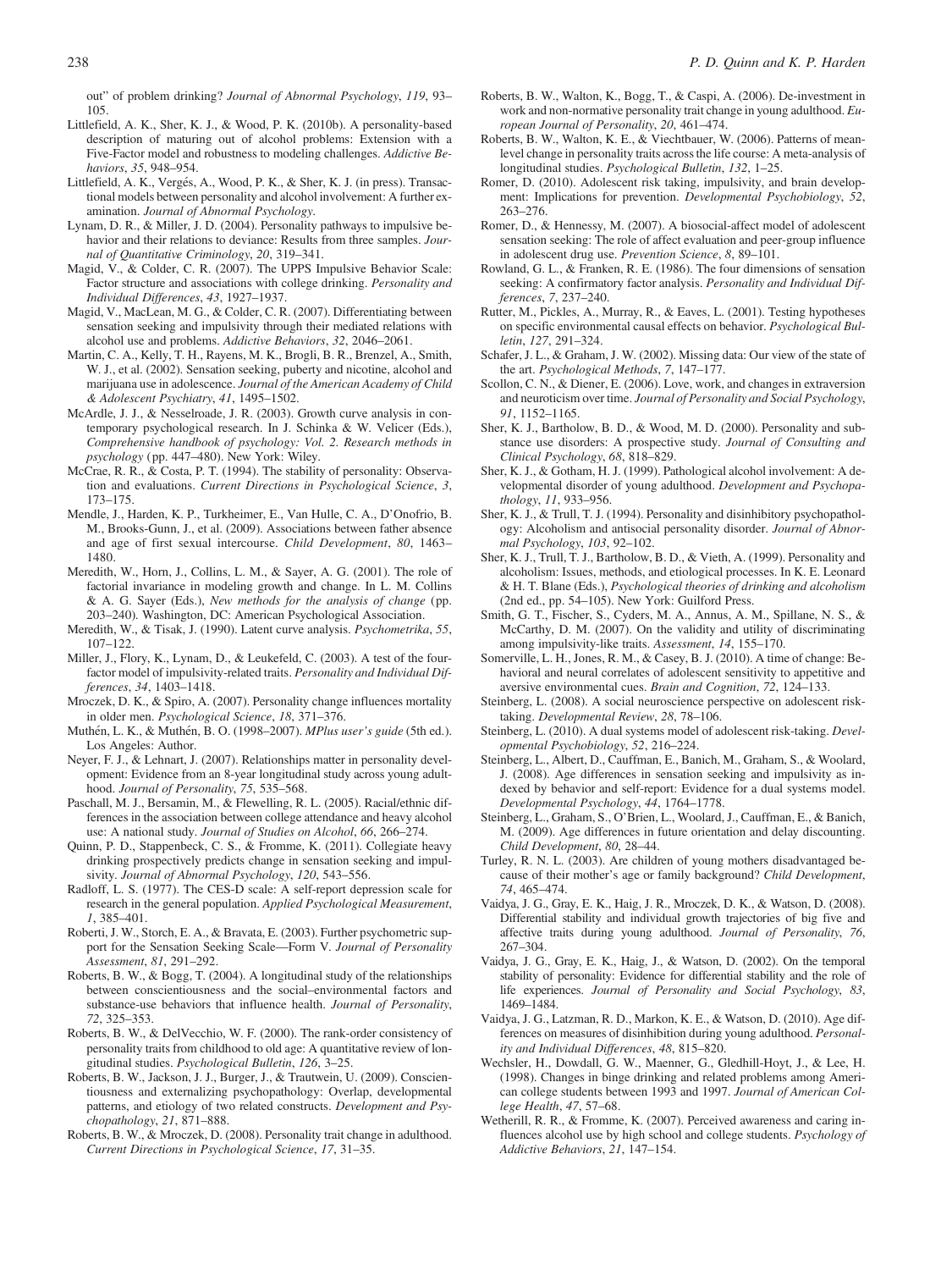out" of problem drinking? *Journal of Abnormal Psychology*, *119*, 93–105.

Littlefield, A. K., Sher, K. J., & Wood, P. K. (2010b). A personality-based description of maturing out of alcohol problems: Extension with a Five-Factor model and robustness to modeling challenges. *Addictive Behaviors*, *35*, 948–954.

Littlefield, A. K., Vergés, A., Wood, P. K., & Sher, K. J. (in press). Transactional models between personality and alcohol involvement: A further examination. *Journal of Abnormal Psychology*.

Lynam, D. R., & Miller, J. D. (2004). Personality pathways to impulsive behavior and their relations to deviance: Results from three samples. *Journal of Quantitative Criminology*, *20*, 319–341.

Magid, V., & Colder, C. R. (2007). The UPPS Impulsive Behavior Scale: Factor structure and associations with college drinking. *Personality and Individual Differences*, *43*, 1927–1937.

Magid, V., MacLean, M. G., & Colder, C. R. (2007). Differentiating between sensation seeking and impulsivity through their mediated relations with alcohol use and problems. *Addictive Behaviors*, *32*, 2046–2061.

Martin, C. A., Kelly, T. H., Rayens, M. K., Brogli, B. R., Brenzel, A., Smith, W. J., et al. (2002). Sensation seeking, puberty and nicotine, alcohol and marijuana use in adolescence. *Journal of the American Academy of Child & Adolescent Psychiatry*, *41*, 1495–1502.

McArdle, J. J., & Nesselroade, J. R. (2003). Growth curve analysis in contemporary psychological research. In J. Schinka & W. Velicer (Eds.), *Comprehensive handbook of psychology: Vol. 2. Research methods in psychology* (pp. 447–480). New York: Wiley.

McCrae, R. R., & Costa, P. T. (1994). The stability of personality: Observation and evaluations. *Current Directions in Psychological Science*, *3*, 173–175.

Mendle, J., Harden, K. P., Turkheimer, E., Van Hulle, C. A., D'Onofrio, B. M., Brooks-Gunn, J., et al. (2009). Associations between father absence and age of first sexual intercourse. *Child Development*, *80*, 1463–1480.

Meredith, W., Horn, J., Collins, L. M., & Sayer, A. G. (2001). The role of factorial invariance in modeling growth and change. In L. M. Collins & A. G. Sayer (Eds.), *New methods for the analysis of change* (pp. 203–240). Washington, DC: American Psychological Association.

Meredith, W., & Tisak, J. (1990). Latent curve analysis. *Psychometrika*, *55*, 107–122.

Miller, J., Flory, K., Lynam, D., & Leukefeld, C. (2003). A test of the four-factor model of impulsivity-related traits. *Personality and Individual Differences*, *34*, 1403–1418.

Mroczek, D. K., & Spiro, A. (2007). Personality change influences mortality in older men. *Psychological Science*, *18*, 371–376.

Muthén, L. K., & Muthén, B. O. (1998–2007). *MPlus user's guide* (5th ed.). Los Angeles: Author.

Neyer, F. J., & Lehnart, J. (2007). Relationships matter in personality development: Evidence from an 8-year longitudinal study across young adulthood. *Journal of Personality*, *75*, 535–568.

Paschall, M. J., Bersamin, M., & Flewelling, R. L. (2005). Racial/ethnic differences in the association between college attendance and heavy alcohol use: A national study. *Journal of Studies on Alcohol*, *66*, 266–274.

Quinn, P. D., Stappenbeck, C. S., & Fromme, K. (2011). Collegiate heavy drinking prospectively predicts change in sensation seeking and impulsivity. *Journal of Abnormal Psychology*, *120*, 543–556.

Radloff, L. S. (1977). The CES-D scale: A self-report depression scale for research in the general population. *Applied Psychological Measurement*, *1*, 385–401.

Roberti, J. W., Storch, E. A., & Bravata, E. (2003). Further psychometric support for the Sensation Seeking Scale—Form V. *Journal of Personality Assessment*, *81*, 291–292.

Roberts, B. W., & Bogg, T. (2004). A longitudinal study of the relationships between conscientiousness and the social–environmental factors and substance-use behaviors that influence health. *Journal of Personality*, *72*, 325–353.

Roberts, B. W., & DelVecchio, W. F. (2000). The rank-order consistency of personality traits from childhood to old age: A quantitative review of longitudinal studies. *Psychological Bulletin*, *126*, 3–25.

Roberts, B. W., Jackson, J. J., Burger, J., & Trautwein, U. (2009). Conscientiousness and externalizing psychopathology: Overlap, developmental patterns, and etiology of two related constructs. *Development and Psychopathology*, *21*, 871–888.

Roberts, B. W., & Mroczek, D. (2008). Personality trait change in adulthood. *Current Directions in Psychological Science*, *17*, 31–35.

Roberts, B. W., Walton, K., Bogg, T., & Caspi, A. (2006). De-investment in work and non-normative personality trait change in young adulthood. *European Journal of Personality*, *20*, 461–474.

Roberts, B. W., Walton, K. E., & Viechtbauer, W. (2006). Patterns of mean-level change in personality traits across the life course: A meta-analysis of longitudinal studies. *Psychological Bulletin*, *132*, 1–25.

Romer, D. (2010). Adolescent risk taking, impulsivity, and brain development: Implications for prevention. *Developmental Psychobiology*, *52*, 263–276.

Romer, D., & Hennessy, M. (2007). A biosocial-affect model of adolescent sensation seeking: The role of affect evaluation and peer-group influence in adolescent drug use. *Prevention Science*, *8*, 89–101.

Rowland, G. L., & Franken, R. E. (1986). The four dimensions of sensation seeking: A confirmatory factor analysis. *Personality and Individual Differences*, *7*, 237–240.

Rutter, M., Pickles, A., Murray, R., & Eaves, L. (2001). Testing hypotheses on specific environmental causal effects on behavior. *Psychological Bulletin*, *127*, 291–324.

Schafer, J. L., & Graham, J. W. (2002). Missing data: Our view of the state of the art. *Psychological Methods*, *7*, 147–177.

Scollon, C. N., & Diener, E. (2006). Love, work, and changes in extraversion and neuroticism over time. *Journal of Personality and Social Psychology*, *91*, 1152–1165.

Sher, K. J., Bartholow, B. D., & Wood, M. D. (2000). Personality and substance use disorders: A prospective study. *Journal of Consulting and Clinical Psychology*, *68*, 818–829.

Sher, K. J., & Gotham, H. J. (1999). Pathological alcohol involvement: A developmental disorder of young adulthood. *Development and Psychopathology*, *11*, 933–956.

Sher, K. J., & Trull, T. J. (1994). Personality and disinhibitory psychopathology: Alcoholism and antisocial personality disorder. *Journal of Abnormal Psychology*, *103*, 92–102.

Sher, K. J., Trull, T. J., Bartholow, B. D., & Vieth, A. (1999). Personality and alcoholism: Issues, methods, and etiological processes. In K. E. Leonard & H. T. Blane (Eds.), *Psychological theories of drinking and alcoholism* (2nd ed., pp. 54–105). New York: Guilford Press.

Smith, G. T., Fischer, S., Cyders, M. A., Annus, A. M., Spillane, N. S., & McCarthy, D. M. (2007). On the validity and utility of discriminating among impulsivity-like traits. *Assessment*, *14*, 155–170.

Somerville, L. H., Jones, R. M., & Casey, B. J. (2010). A time of change: Behavioral and neural correlates of adolescent sensitivity to appetitive and aversive environmental cues. *Brain and Cognition*, *72*, 124–133.

Steinberg, L. (2008). A social neuroscience perspective on adolescent risk-taking. *Developmental Review*, *28*, 78–106.

Steinberg, L. (2010). A dual systems model of adolescent risk-taking. *Developmental Psychobiology*, *52*, 216–224.

Steinberg, L., Albert, D., Cauffman, E., Banich, M., Graham, S., & Woolard, J. (2008). Age differences in sensation seeking and impulsivity as indexed by behavior and self-report: Evidence for a dual systems model. *Developmental Psychology*, *44*, 1764–1778.

Steinberg, L., Graham, S., O'Brien, L., Woolard, J., Cauffman, E., & Banich, M. (2009). Age differences in future orientation and delay discounting. *Child Development*, *80*, 28–44.

Turley, R. N. L. (2003). Are children of young mothers disadvantaged because of their mother's age or family background? *Child Development*, *74*, 465–474.

Vaidya, J. G., Gray, E. K., Haig, J. R., Mroczek, D. K., & Watson, D. (2008). Differential stability and individual growth trajectories of big five and affective traits during young adulthood. *Journal of Personality*, *76*, 267–304.

Vaidya, J. G., Gray, E. K., Haig, J., & Watson, D. (2002). On the temporal stability of personality: Evidence for differential stability and the role of life experiences. *Journal of Personality and Social Psychology*, *83*, 1469–1484.

Vaidya, J. G., Latzman, R. D., Markon, K. E., & Watson, D. (2010). Age differences on measures of disinhibition during young adulthood. *Personality and Individual Differences*, *48*, 815–820.

Wechsler, H., Dowdall, G. W., Maenner, G., Gledhill-Hoyt, J., & Lee, H. (1998). Changes in binge drinking and related problems among American college students between 1993 and 1997. *Journal of American College Health*, *47*, 57–68.

Wetherill, R. R., & Fromme, K. (2007). Perceived awareness and caring influences alcohol use by high school and college students. *Psychology of Addictive Behaviors*, *21*, 147–154.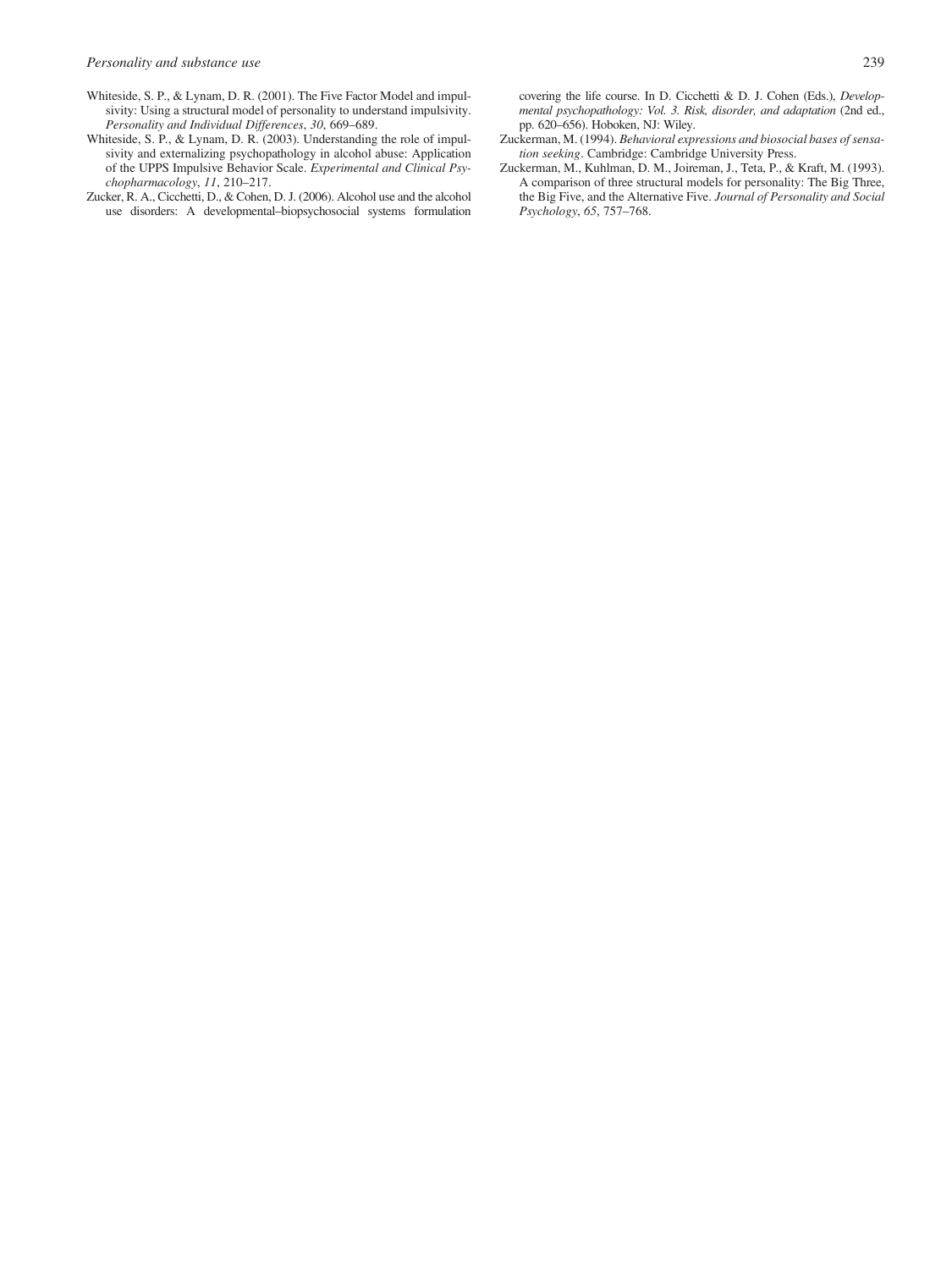Whiteside, S. P., & Lynam, D. R. (2001). The Five Factor Model and impulsivity: Using a structural model of personality to understand impulsivity. *Personality and Individual Differences*, *30*, 669–689.

Whiteside, S. P., & Lynam, D. R. (2003). Understanding the role of impulsivity and externalizing psychopathology in alcohol abuse: Application of the UPPS Impulsive Behavior Scale. *Experimental and Clinical Psychopharmacology*, *11*, 210–217.

Zucker, R. A., Cicchetti, D., & Cohen, D. J. (2006). Alcohol use and the alcohol use disorders: A developmental–biopsychosocial systems formulation covering the life course. In D. Cicchetti & D. J. Cohen (Eds.), *Developmental psychopathology: Vol. 3. Risk, disorder, and adaptation* (2nd ed., pp. 620–656). Hoboken, NJ: Wiley.

Zuckerman, M. (1994). *Behavioral expressions and biosocial bases of sensation seeking*. Cambridge: Cambridge University Press.

Zuckerman, M., Kuhlman, D. M., Joireman, J., Teta, P., & Kraft, M. (1993). A comparison of three structural models for personality: The Big Three, the Big Five, and the Alternative Five. *Journal of Personality and Social Psychology*, *65*, 757–768.